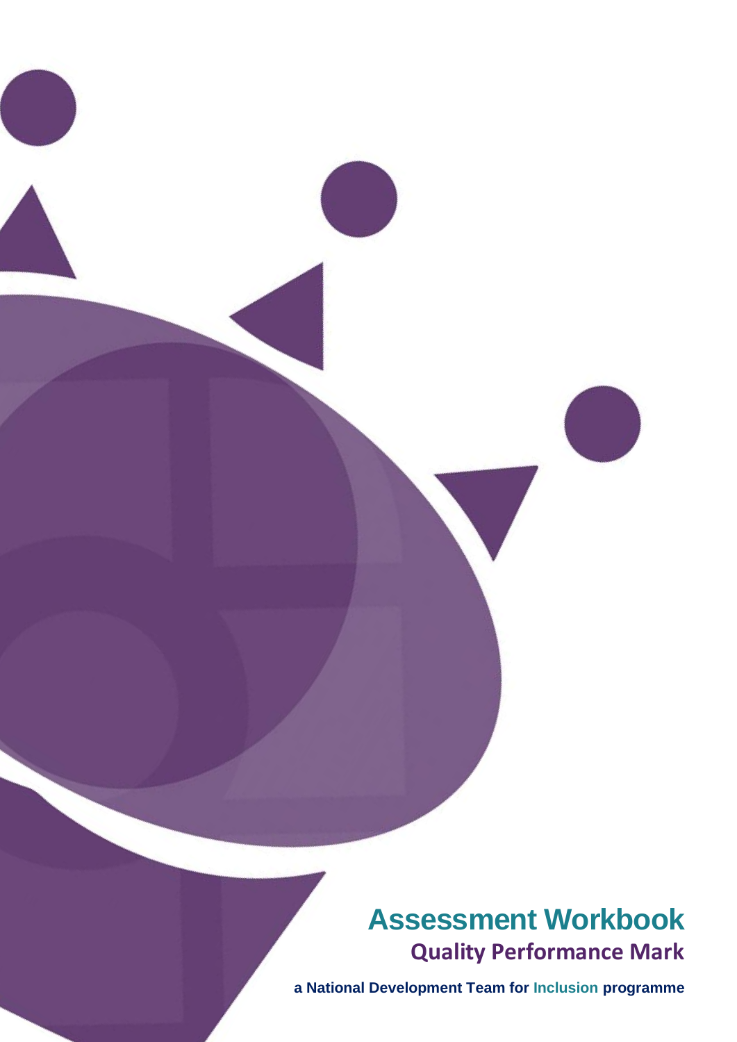# Assessment Workbook

## Quality Performance Mark

**a National Development Team for Inclusion programme**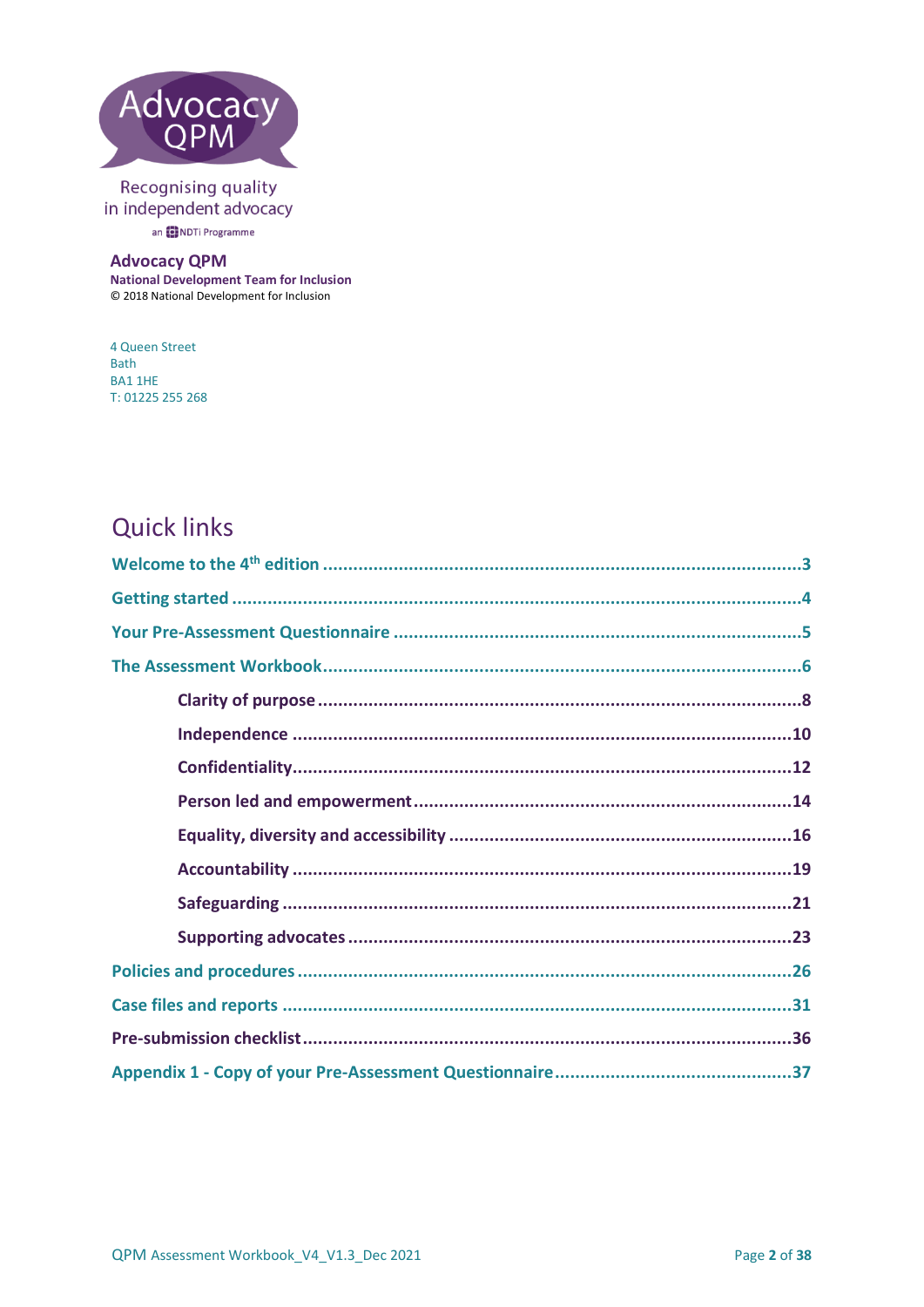Recognising quality in independent advocacy

an NDTi Programme

**Advocacy QPM**
**National Development Team for Inclusion**
© 2018 National Development for Inclusion

4 Queen Street
Bath
BA1 1HE
T: 01225 255 268

## Quick links

**Welcome to the 4th edition** ............................................................................................3

**Getting started** ............................................................................................4

**Your Pre-Assessment Questionnaire** ............................................................................................5

**The Assessment Workbook** ............................................................................................6

- **Clarity of purpose** ............................................................................................8
- **Independence** ............................................................................................10
- **Confidentiality** ............................................................................................12
- **Person led and empowerment** ............................................................................................14
- **Equality, diversity and accessibility** ............................................................................................16
- **Accountability** ............................................................................................19
- **Safeguarding** ............................................................................................21
- **Supporting advocates** ............................................................................................23

**Policies and procedures** ............................................................................................26

**Case files and reports** ............................................................................................31

**Pre-submission checklist** ............................................................................................36

**Appendix 1 - Copy of your Pre-Assessment Questionnaire** ............................................................................................37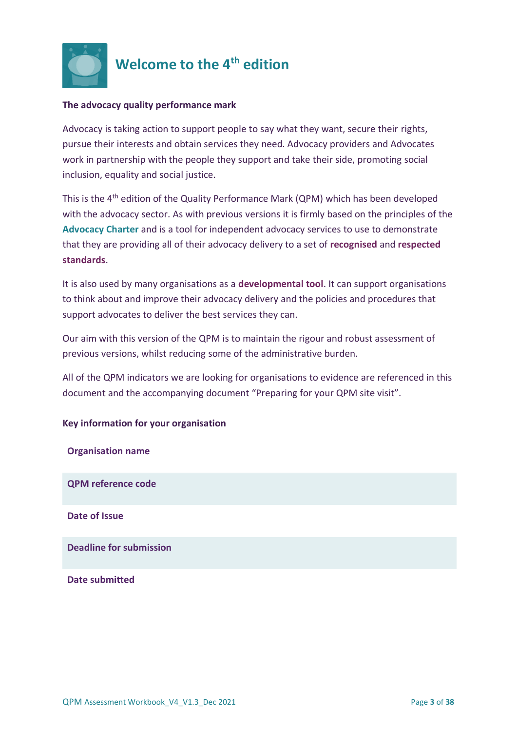# Welcome to the 4th edition

**The advocacy quality performance mark**

Advocacy is taking action to support people to say what they want, secure their rights, pursue their interests and obtain services they need. Advocacy providers and Advocates work in partnership with the people they support and take their side, promoting social inclusion, equality and social justice.

This is the 4th edition of the Quality Performance Mark (QPM) which has been developed with the advocacy sector. As with previous versions it is firmly based on the principles of the **Advocacy Charter** and is a tool for independent advocacy services to use to demonstrate that they are providing all of their advocacy delivery to a set of **recognised** and **respected standards**.

It is also used by many organisations as a **developmental tool**. It can support organisations to think about and improve their advocacy delivery and the policies and procedures that support advocates to deliver the best services they can.

Our aim with this version of the QPM is to maintain the rigour and robust assessment of previous versions, whilst reducing some of the administrative burden.

All of the QPM indicators we are looking for organisations to evidence are referenced in this document and the accompanying document "Preparing for your QPM site visit".

**Key information for your organisation**

| | |
|---|---|
| **Organisation name** | |
| **QPM reference code** | |
| **Date of Issue** | |
| **Deadline for submission** | |
| **Date submitted** | |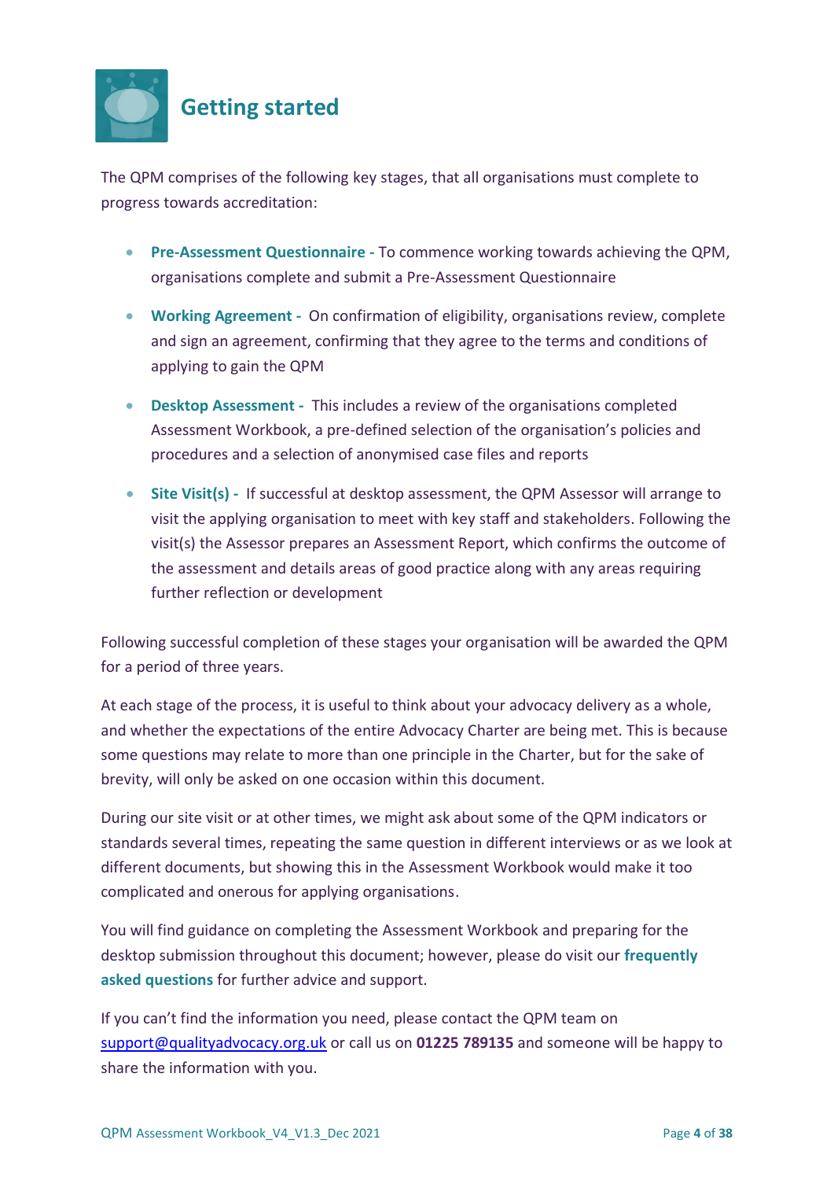# Getting started

The QPM comprises of the following key stages, that all organisations must complete to progress towards accreditation:

- **Pre-Assessment Questionnaire -** To commence working towards achieving the QPM, organisations complete and submit a Pre-Assessment Questionnaire
- **Working Agreement -** On confirmation of eligibility, organisations review, complete and sign an agreement, confirming that they agree to the terms and conditions of applying to gain the QPM
- **Desktop Assessment -** This includes a review of the organisations completed Assessment Workbook, a pre-defined selection of the organisation's policies and procedures and a selection of anonymised case files and reports
- **Site Visit(s) -** If successful at desktop assessment, the QPM Assessor will arrange to visit the applying organisation to meet with key staff and stakeholders. Following the visit(s) the Assessor prepares an Assessment Report, which confirms the outcome of the assessment and details areas of good practice along with any areas requiring further reflection or development

Following successful completion of these stages your organisation will be awarded the QPM for a period of three years.

At each stage of the process, it is useful to think about your advocacy delivery as a whole, and whether the expectations of the entire Advocacy Charter are being met. This is because some questions may relate to more than one principle in the Charter, but for the sake of brevity, will only be asked on one occasion within this document.

During our site visit or at other times, we might ask about some of the QPM indicators or standards several times, repeating the same question in different interviews or as we look at different documents, but showing this in the Assessment Workbook would make it too complicated and onerous for applying organisations.

You will find guidance on completing the Assessment Workbook and preparing for the desktop submission throughout this document; however, please do visit our **frequently asked questions** for further advice and support.

If you can't find the information you need, please contact the QPM team on support@qualityadvocacy.org.uk or call us on **01225 789135** and someone will be happy to share the information with you.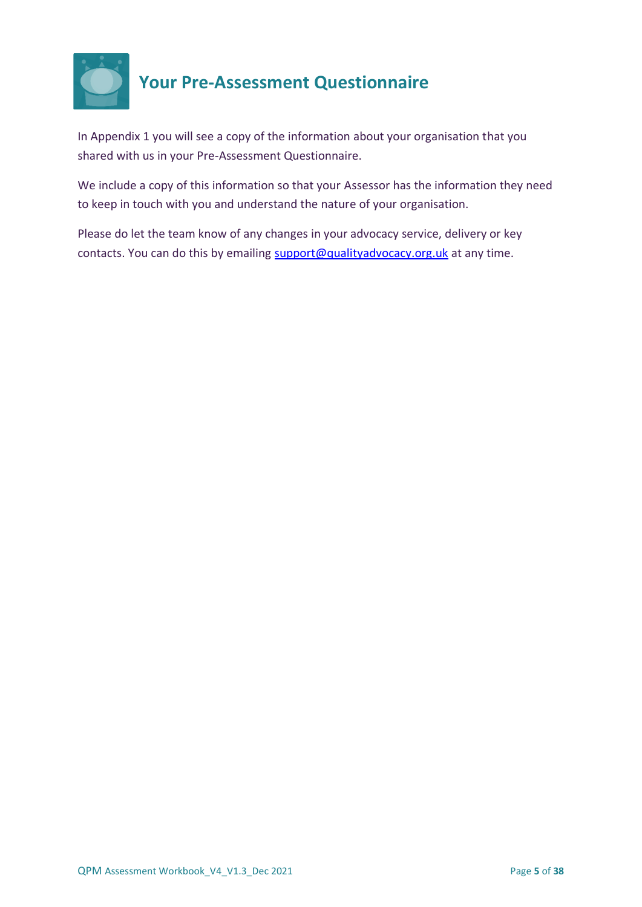# Your Pre-Assessment Questionnaire

In Appendix 1 you will see a copy of the information about your organisation that you shared with us in your Pre-Assessment Questionnaire.

We include a copy of this information so that your Assessor has the information they need to keep in touch with you and understand the nature of your organisation.

Please do let the team know of any changes in your advocacy service, delivery or key contacts. You can do this by emailing support@qualityadvocacy.org.uk at any time.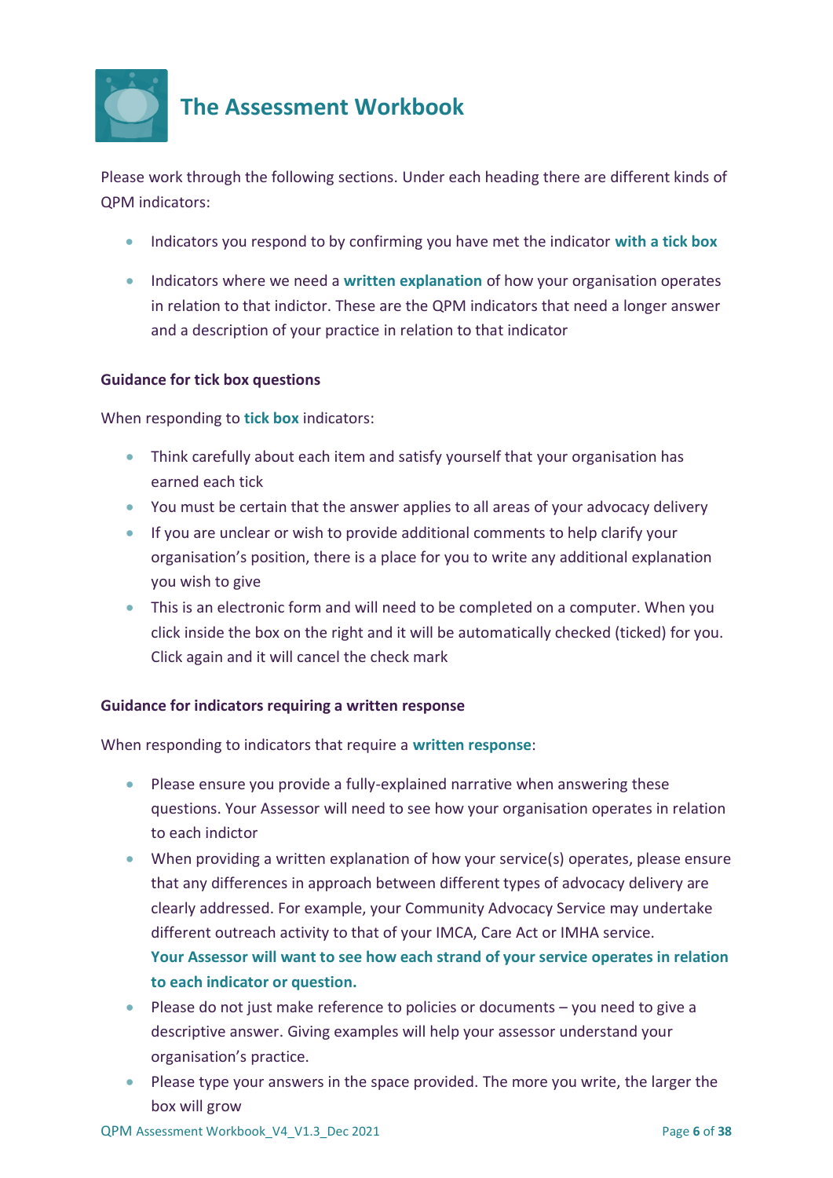# The Assessment Workbook

Please work through the following sections. Under each heading there are different kinds of QPM indicators:

- Indicators you respond to by confirming you have met the indicator **with a tick box**
- Indicators where we need a **written explanation** of how your organisation operates in relation to that indictor. These are the QPM indicators that need a longer answer and a description of your practice in relation to that indicator

**Guidance for tick box questions**

When responding to **tick box** indicators:

- Think carefully about each item and satisfy yourself that your organisation has earned each tick
- You must be certain that the answer applies to all areas of your advocacy delivery
- If you are unclear or wish to provide additional comments to help clarify your organisation's position, there is a place for you to write any additional explanation you wish to give
- This is an electronic form and will need to be completed on a computer. When you click inside the box on the right and it will be automatically checked (ticked) for you. Click again and it will cancel the check mark

**Guidance for indicators requiring a written response**

When responding to indicators that require a **written response**:

- Please ensure you provide a fully-explained narrative when answering these questions. Your Assessor will need to see how your organisation operates in relation to each indictor
- When providing a written explanation of how your service(s) operates, please ensure that any differences in approach between different types of advocacy delivery are clearly addressed. For example, your Community Advocacy Service may undertake different outreach activity to that of your IMCA, Care Act or IMHA service. **Your Assessor will want to see how each strand of your service operates in relation to each indicator or question.**
- Please do not just make reference to policies or documents – you need to give a descriptive answer. Giving examples will help your assessor understand your organisation's practice.
- Please type your answers in the space provided. The more you write, the larger the box will grow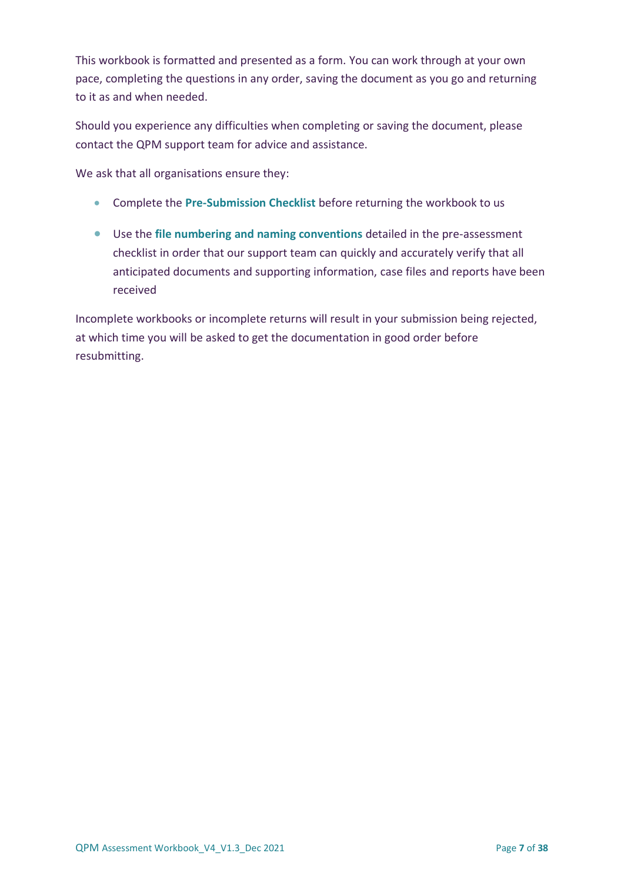This workbook is formatted and presented as a form. You can work through at your own pace, completing the questions in any order, saving the document as you go and returning to it as and when needed.

Should you experience any difficulties when completing or saving the document, please contact the QPM support team for advice and assistance.

We ask that all organisations ensure they:

- Complete the **Pre-Submission Checklist** before returning the workbook to us
- Use the **file numbering and naming conventions** detailed in the pre-assessment checklist in order that our support team can quickly and accurately verify that all anticipated documents and supporting information, case files and reports have been received

Incomplete workbooks or incomplete returns will result in your submission being rejected, at which time you will be asked to get the documentation in good order before resubmitting.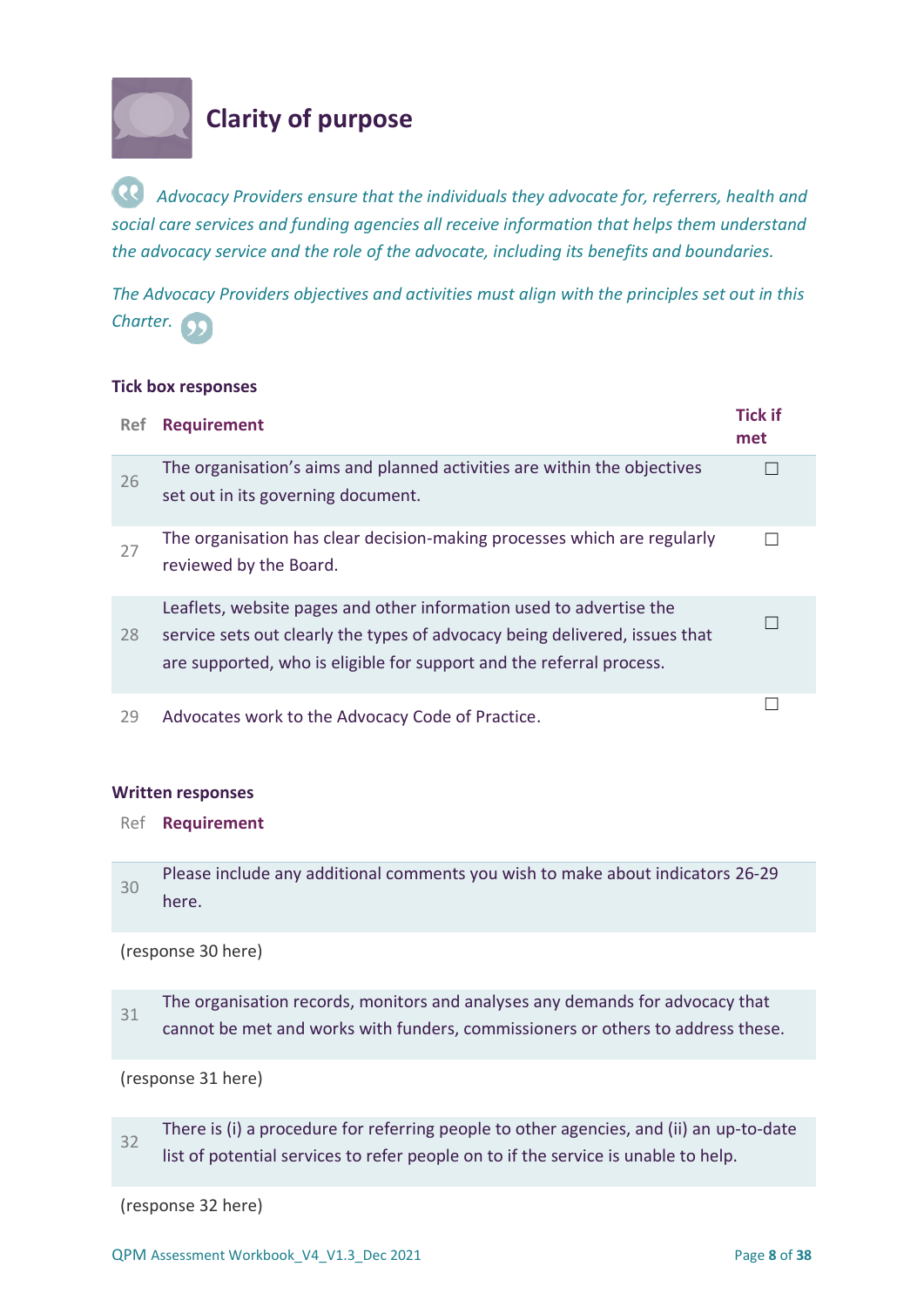# Clarity of purpose

*Advocacy Providers ensure that the individuals they advocate for, referrers, health and social care services and funding agencies all receive information that helps them understand the advocacy service and the role of the advocate, including its benefits and boundaries.*

*The Advocacy Providers objectives and activities must align with the principles set out in this Charter.*

**Tick box responses**

| Ref | Requirement | Tick if met |
|---|---|---|
| 26 | The organisation's aims and planned activities are within the objectives set out in its governing document. | ☐ |
| 27 | The organisation has clear decision-making processes which are regularly reviewed by the Board. | ☐ |
| 28 | Leaflets, website pages and other information used to advertise the service sets out clearly the types of advocacy being delivered, issues that are supported, who is eligible for support and the referral process. | ☐ |
| 29 | Advocates work to the Advocacy Code of Practice. | ☐ |

**Written responses**

| Ref | Requirement |
|---|---|
| 30 | Please include any additional comments you wish to make about indicators 26-29 here. |

(response 30 here)

| Ref | Requirement |
|---|---|
| 31 | The organisation records, monitors and analyses any demands for advocacy that cannot be met and works with funders, commissioners or others to address these. |

(response 31 here)

| Ref | Requirement |
|---|---|
| 32 | There is (i) a procedure for referring people to other agencies, and (ii) an up-to-date list of potential services to refer people on to if the service is unable to help. |

(response 32 here)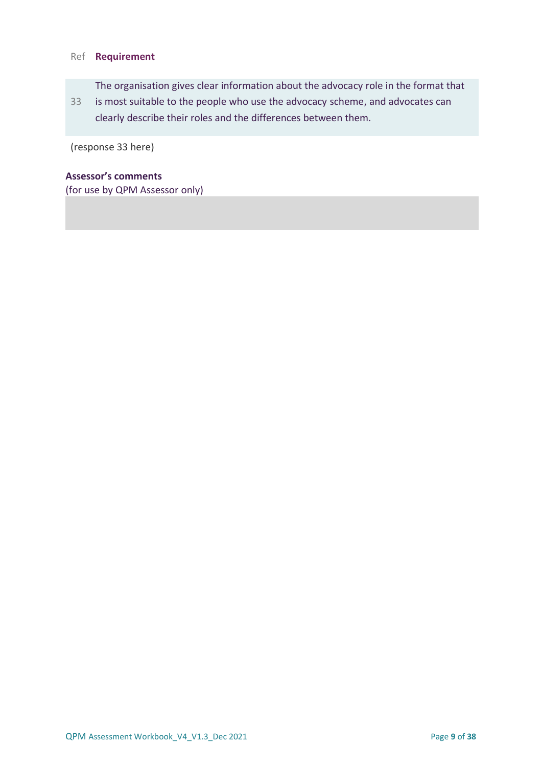| Ref | Requirement |
|---|---|
| 33 | The organisation gives clear information about the advocacy role in the format that is most suitable to the people who use the advocacy scheme, and advocates can clearly describe their roles and the differences between them. |

(response 33 here)

**Assessor's comments**
(for use by QPM Assessor only)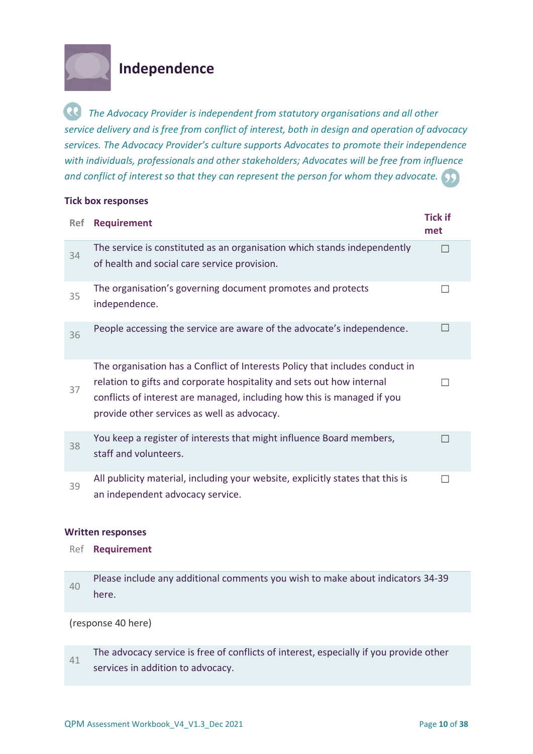# Independence

*The Advocacy Provider is independent from statutory organisations and all other service delivery and is free from conflict of interest, both in design and operation of advocacy services. The Advocacy Provider's culture supports Advocates to promote their independence with individuals, professionals and other stakeholders; Advocates will be free from influence and conflict of interest so that they can represent the person for whom they advocate.*

**Tick box responses**

| Ref | Requirement | Tick if met |
|---|---|---|
| 34 | The service is constituted as an organisation which stands independently of health and social care service provision. | ☐ |
| 35 | The organisation's governing document promotes and protects independence. | ☐ |
| 36 | People accessing the service are aware of the advocate's independence. | ☐ |
| 37 | The organisation has a Conflict of Interests Policy that includes conduct in relation to gifts and corporate hospitality and sets out how internal conflicts of interest are managed, including how this is managed if you provide other services as well as advocacy. | ☐ |
| 38 | You keep a register of interests that might influence Board members, staff and volunteers. | ☐ |
| 39 | All publicity material, including your website, explicitly states that this is an independent advocacy service. | ☐ |

**Written responses**

| Ref | Requirement |
|---|---|
| 40 | Please include any additional comments you wish to make about indicators 34-39 here. |

(response 40 here)

| Ref | Requirement |
|---|---|
| 41 | The advocacy service is free of conflicts of interest, especially if you provide other services in addition to advocacy. |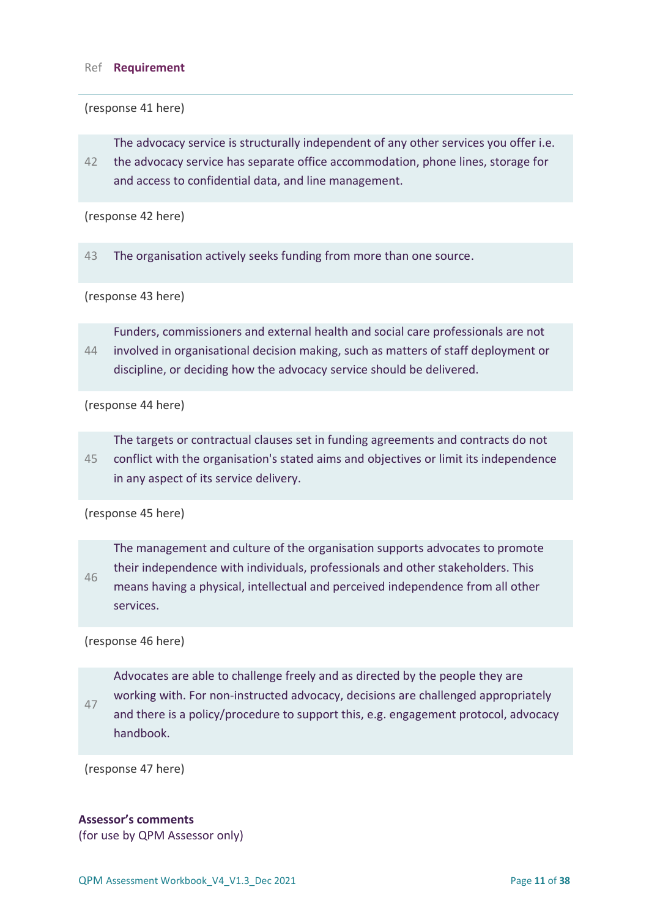| Ref | Requirement |
|---|---|
| | (response 41 here) |
| 42 | The advocacy service is structurally independent of any other services you offer i.e. the advocacy service has separate office accommodation, phone lines, storage for and access to confidential data, and line management. |
| | (response 42 here) |
| 43 | The organisation actively seeks funding from more than one source. |
| | (response 43 here) |
| 44 | Funders, commissioners and external health and social care professionals are not involved in organisational decision making, such as matters of staff deployment or discipline, or deciding how the advocacy service should be delivered. |
| | (response 44 here) |
| 45 | The targets or contractual clauses set in funding agreements and contracts do not conflict with the organisation's stated aims and objectives or limit its independence in any aspect of its service delivery. |
| | (response 45 here) |
| 46 | The management and culture of the organisation supports advocates to promote their independence with individuals, professionals and other stakeholders. This means having a physical, intellectual and perceived independence from all other services. |
| | (response 46 here) |
| 47 | Advocates are able to challenge freely and as directed by the people they are working with. For non-instructed advocacy, decisions are challenged appropriately and there is a policy/procedure to support this, e.g. engagement protocol, advocacy handbook. |
| | (response 47 here) |

**Assessor's comments**
(for use by QPM Assessor only)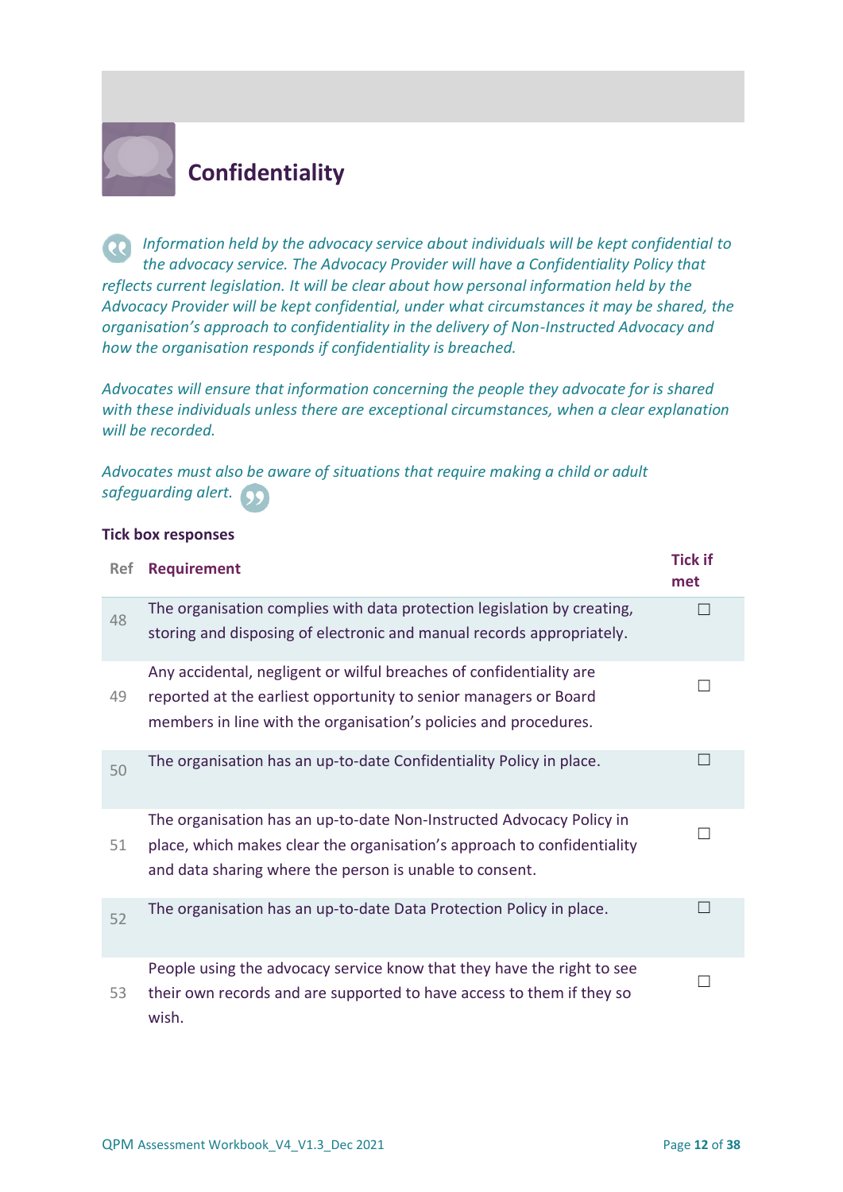## Confidentiality

*Information held by the advocacy service about individuals will be kept confidential to the advocacy service. The Advocacy Provider will have a Confidentiality Policy that reflects current legislation. It will be clear about how personal information held by the Advocacy Provider will be kept confidential, under what circumstances it may be shared, the organisation's approach to confidentiality in the delivery of Non-Instructed Advocacy and how the organisation responds if confidentiality is breached.*

*Advocates will ensure that information concerning the people they advocate for is shared with these individuals unless there are exceptional circumstances, when a clear explanation will be recorded.*

*Advocates must also be aware of situations that require making a child or adult safeguarding alert.*

**Tick box responses**

| Ref | Requirement | Tick if met |
|---|---|---|
| 48 | The organisation complies with data protection legislation by creating, storing and disposing of electronic and manual records appropriately. | ☐ |
| 49 | Any accidental, negligent or wilful breaches of confidentiality are reported at the earliest opportunity to senior managers or Board members in line with the organisation's policies and procedures. | ☐ |
| 50 | The organisation has an up-to-date Confidentiality Policy in place. | ☐ |
| 51 | The organisation has an up-to-date Non-Instructed Advocacy Policy in place, which makes clear the organisation's approach to confidentiality and data sharing where the person is unable to consent. | ☐ |
| 52 | The organisation has an up-to-date Data Protection Policy in place. | ☐ |
| 53 | People using the advocacy service know that they have the right to see their own records and are supported to have access to them if they so wish. | ☐ |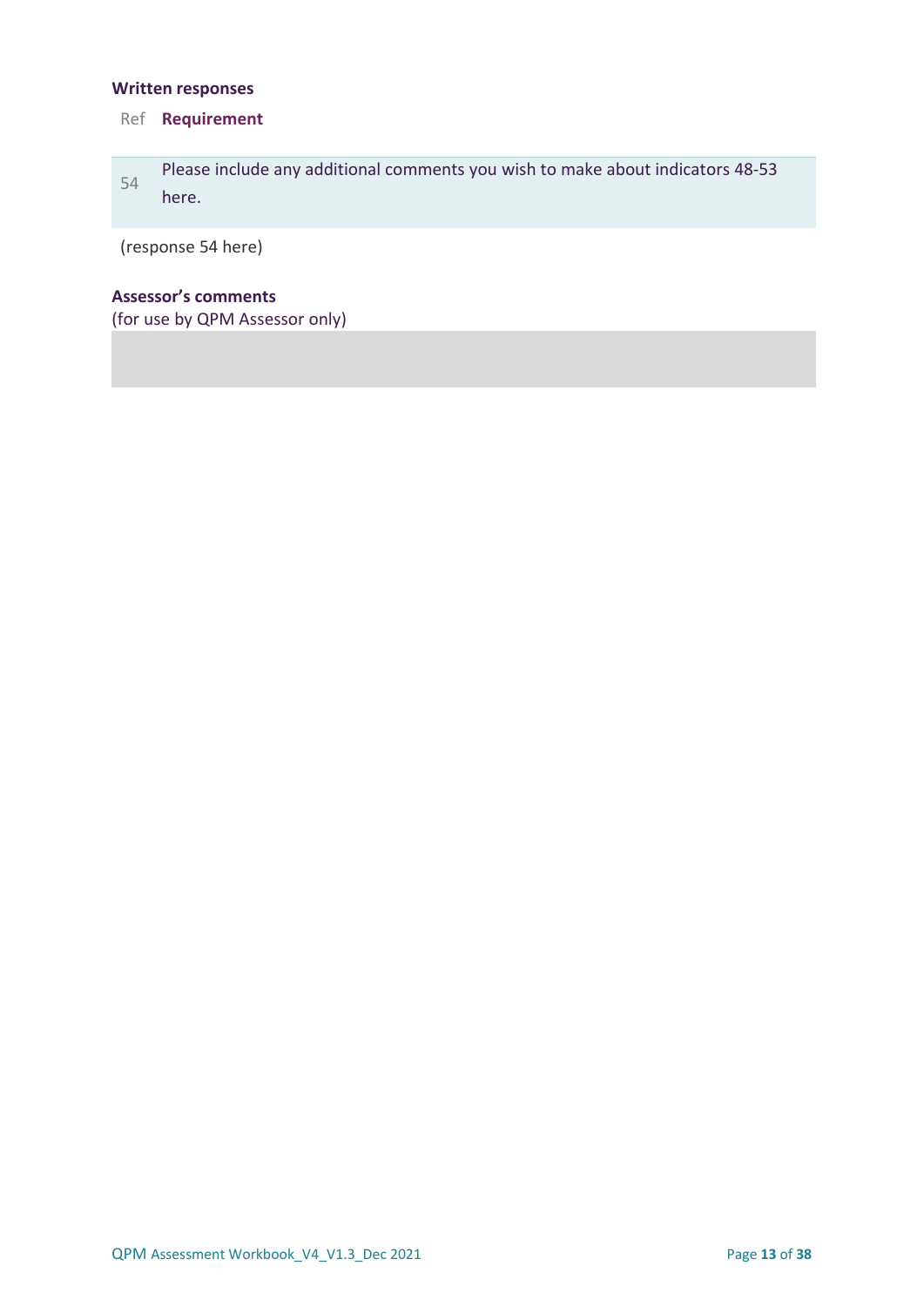**Written responses**

| Ref | Requirement |
| --- | --- |
| 54 | Please include any additional comments you wish to make about indicators 48-53 here. |

(response 54 here)

**Assessor's comments**
(for use by QPM Assessor only)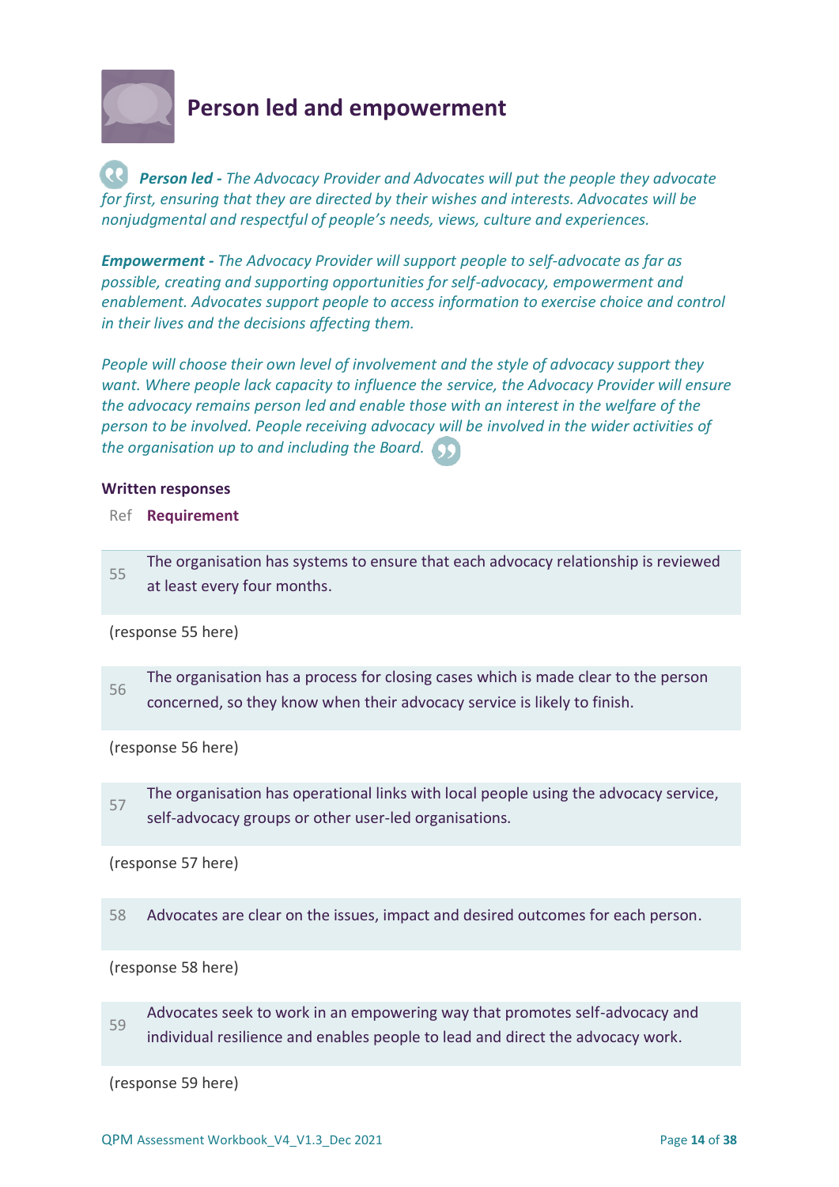## Person led and empowerment

***Person led -*** *The Advocacy Provider and Advocates will put the people they advocate for first, ensuring that they are directed by their wishes and interests. Advocates will be nonjudgmental and respectful of people's needs, views, culture and experiences.*

***Empowerment -*** *The Advocacy Provider will support people to self-advocate as far as possible, creating and supporting opportunities for self-advocacy, empowerment and enablement. Advocates support people to access information to exercise choice and control in their lives and the decisions affecting them.*

*People will choose their own level of involvement and the style of advocacy support they want. Where people lack capacity to influence the service, the Advocacy Provider will ensure the advocacy remains person led and enable those with an interest in the welfare of the person to be involved. People receiving advocacy will be involved in the wider activities of the organisation up to and including the Board.*

### Written responses

| Ref | Requirement |
|---|---|
| 55 | The organisation has systems to ensure that each advocacy relationship is reviewed at least every four months. |

(response 55 here)

| Ref | Requirement |
|---|---|
| 56 | The organisation has a process for closing cases which is made clear to the person concerned, so they know when their advocacy service is likely to finish. |

(response 56 here)

| Ref | Requirement |
|---|---|
| 57 | The organisation has operational links with local people using the advocacy service, self-advocacy groups or other user-led organisations. |

(response 57 here)

| Ref | Requirement |
|---|---|
| 58 | Advocates are clear on the issues, impact and desired outcomes for each person. |

(response 58 here)

| Ref | Requirement |
|---|---|
| 59 | Advocates seek to work in an empowering way that promotes self-advocacy and individual resilience and enables people to lead and direct the advocacy work. |

(response 59 here)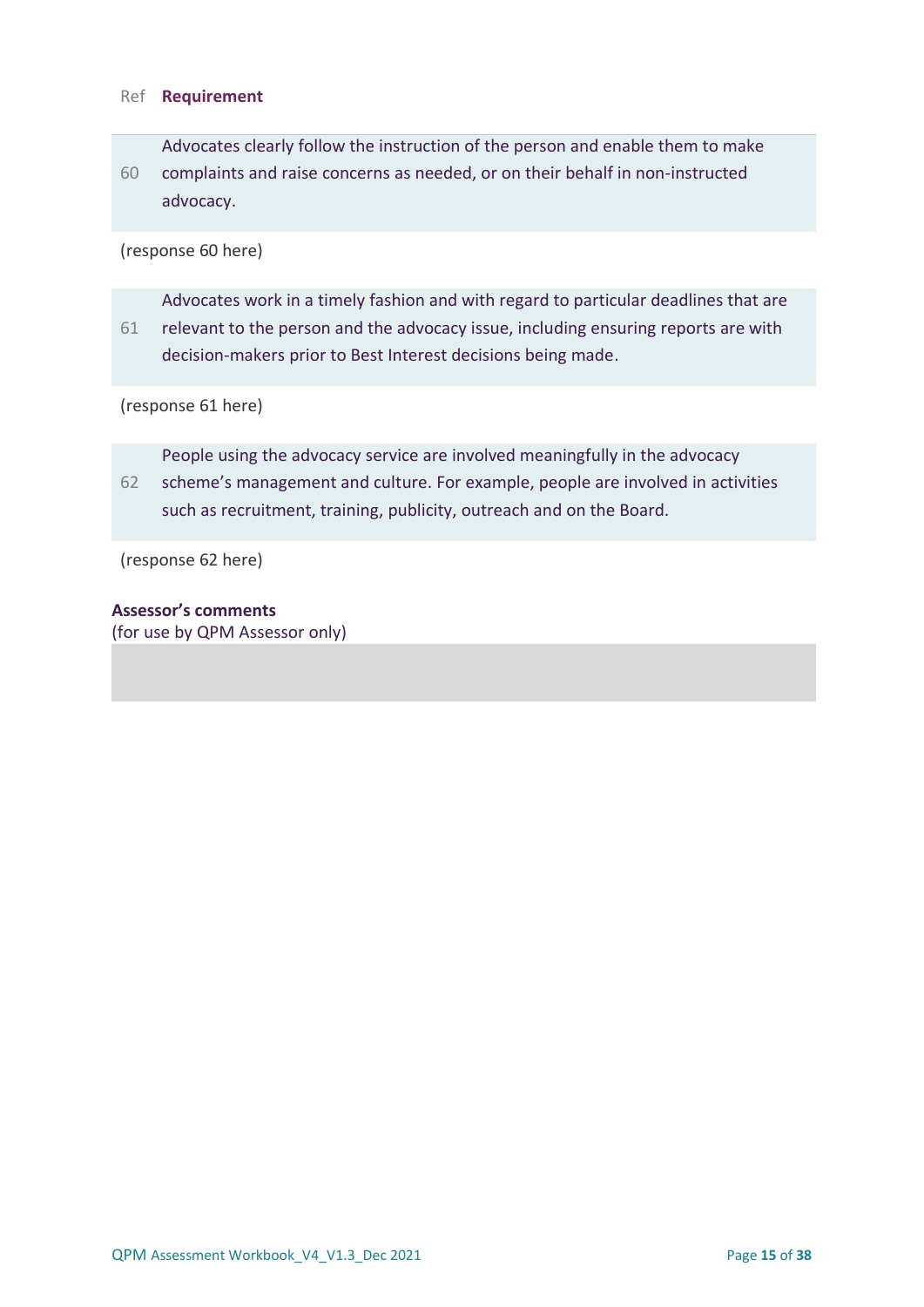| Ref | Requirement |
|---|---|
| 60 | Advocates clearly follow the instruction of the person and enable them to make complaints and raise concerns as needed, or on their behalf in non-instructed advocacy. |

(response 60 here)

| Ref | Requirement |
|---|---|
| 61 | Advocates work in a timely fashion and with regard to particular deadlines that are relevant to the person and the advocacy issue, including ensuring reports are with decision-makers prior to Best Interest decisions being made. |

(response 61 here)

| Ref | Requirement |
|---|---|
| 62 | People using the advocacy service are involved meaningfully in the advocacy scheme's management and culture. For example, people are involved in activities such as recruitment, training, publicity, outreach and on the Board. |

(response 62 here)

**Assessor's comments**
(for use by QPM Assessor only)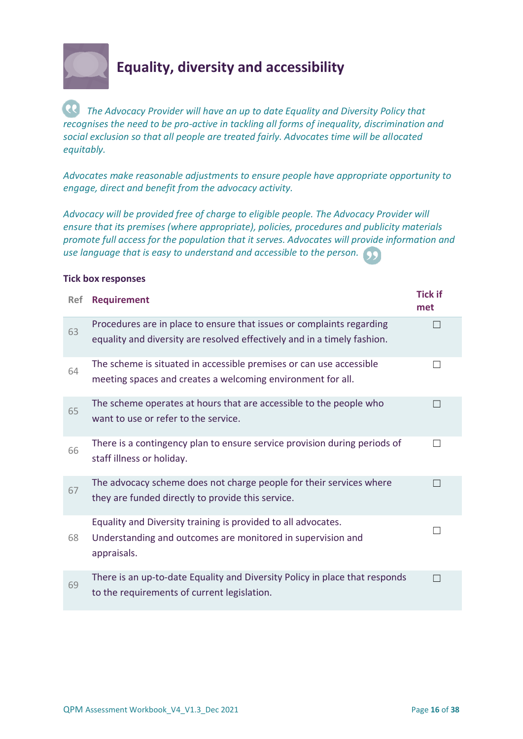# Equality, diversity and accessibility

*The Advocacy Provider will have an up to date Equality and Diversity Policy that recognises the need to be pro-active in tackling all forms of inequality, discrimination and social exclusion so that all people are treated fairly. Advocates time will be allocated equitably.*

*Advocates make reasonable adjustments to ensure people have appropriate opportunity to engage, direct and benefit from the advocacy activity.*

*Advocacy will be provided free of charge to eligible people. The Advocacy Provider will ensure that its premises (where appropriate), policies, procedures and publicity materials promote full access for the population that it serves. Advocates will provide information and use language that is easy to understand and accessible to the person.*

**Tick box responses**

| Ref | Requirement | Tick if met |
|---|---|---|
| 63 | Procedures are in place to ensure that issues or complaints regarding equality and diversity are resolved effectively and in a timely fashion. | ☐ |
| 64 | The scheme is situated in accessible premises or can use accessible meeting spaces and creates a welcoming environment for all. | ☐ |
| 65 | The scheme operates at hours that are accessible to the people who want to use or refer to the service. | ☐ |
| 66 | There is a contingency plan to ensure service provision during periods of staff illness or holiday. | ☐ |
| 67 | The advocacy scheme does not charge people for their services where they are funded directly to provide this service. | ☐ |
| 68 | Equality and Diversity training is provided to all advocates. Understanding and outcomes are monitored in supervision and appraisals. | ☐ |
| 69 | There is an up-to-date Equality and Diversity Policy in place that responds to the requirements of current legislation. | ☐ |

QPM Assessment Workbook_V4_V1.3_Dec 2021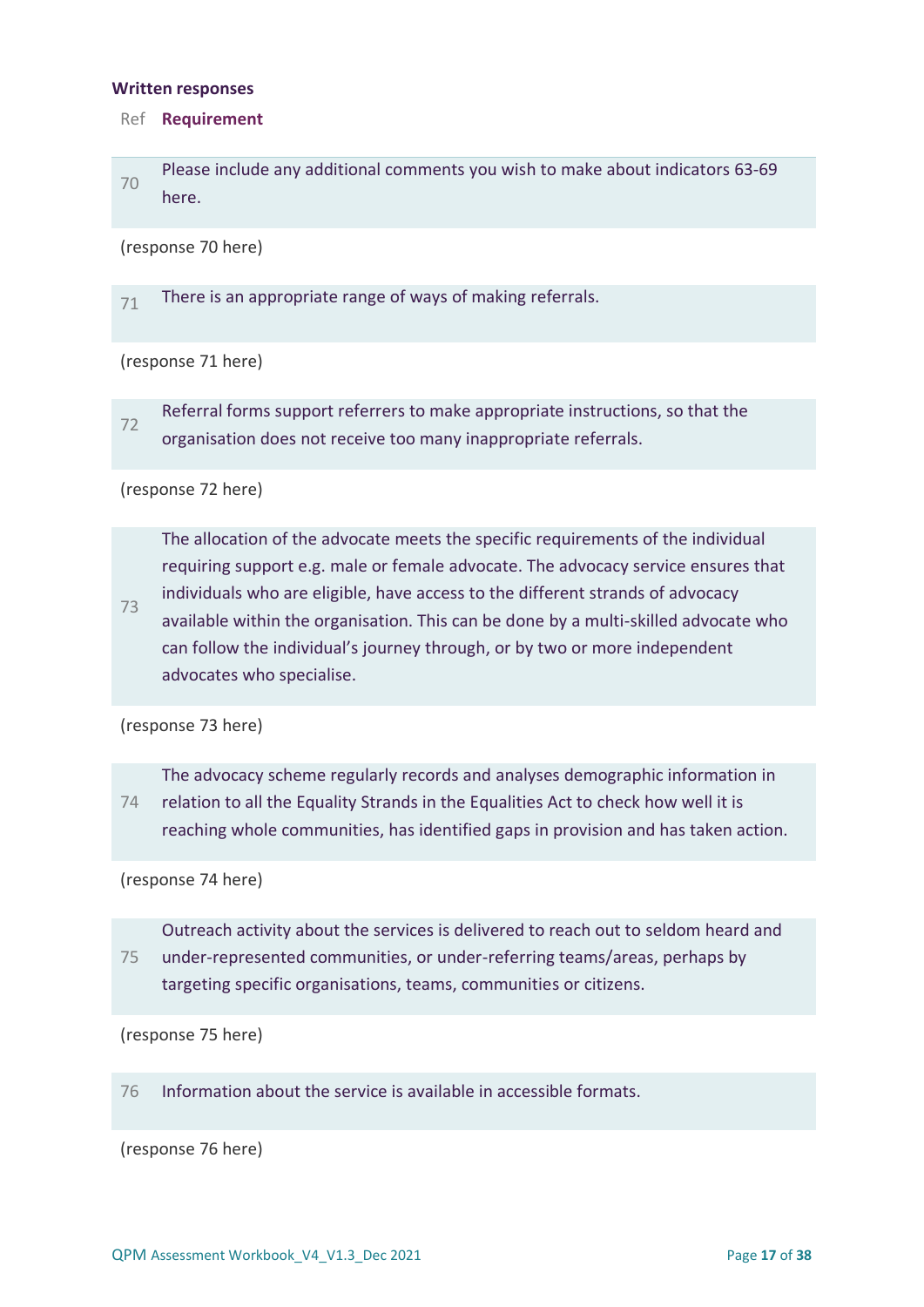**Written responses**

| Ref | Requirement |
| --- | --- |
| 70 | Please include any additional comments you wish to make about indicators 63-69 here. |

(response 70 here)

| Ref | Requirement |
| --- | --- |
| 71 | There is an appropriate range of ways of making referrals. |

(response 71 here)

| Ref | Requirement |
| --- | --- |
| 72 | Referral forms support referrers to make appropriate instructions, so that the organisation does not receive too many inappropriate referrals. |

(response 72 here)

| Ref | Requirement |
| --- | --- |
| 73 | The allocation of the advocate meets the specific requirements of the individual requiring support e.g. male or female advocate. The advocacy service ensures that individuals who are eligible, have access to the different strands of advocacy available within the organisation. This can be done by a multi-skilled advocate who can follow the individual's journey through, or by two or more independent advocates who specialise. |

(response 73 here)

| Ref | Requirement |
| --- | --- |
| 74 | The advocacy scheme regularly records and analyses demographic information in relation to all the Equality Strands in the Equalities Act to check how well it is reaching whole communities, has identified gaps in provision and has taken action. |

(response 74 here)

| Ref | Requirement |
| --- | --- |
| 75 | Outreach activity about the services is delivered to reach out to seldom heard and under-represented communities, or under-referring teams/areas, perhaps by targeting specific organisations, teams, communities or citizens. |

(response 75 here)

| Ref | Requirement |
| --- | --- |
| 76 | Information about the service is available in accessible formats. |

(response 76 here)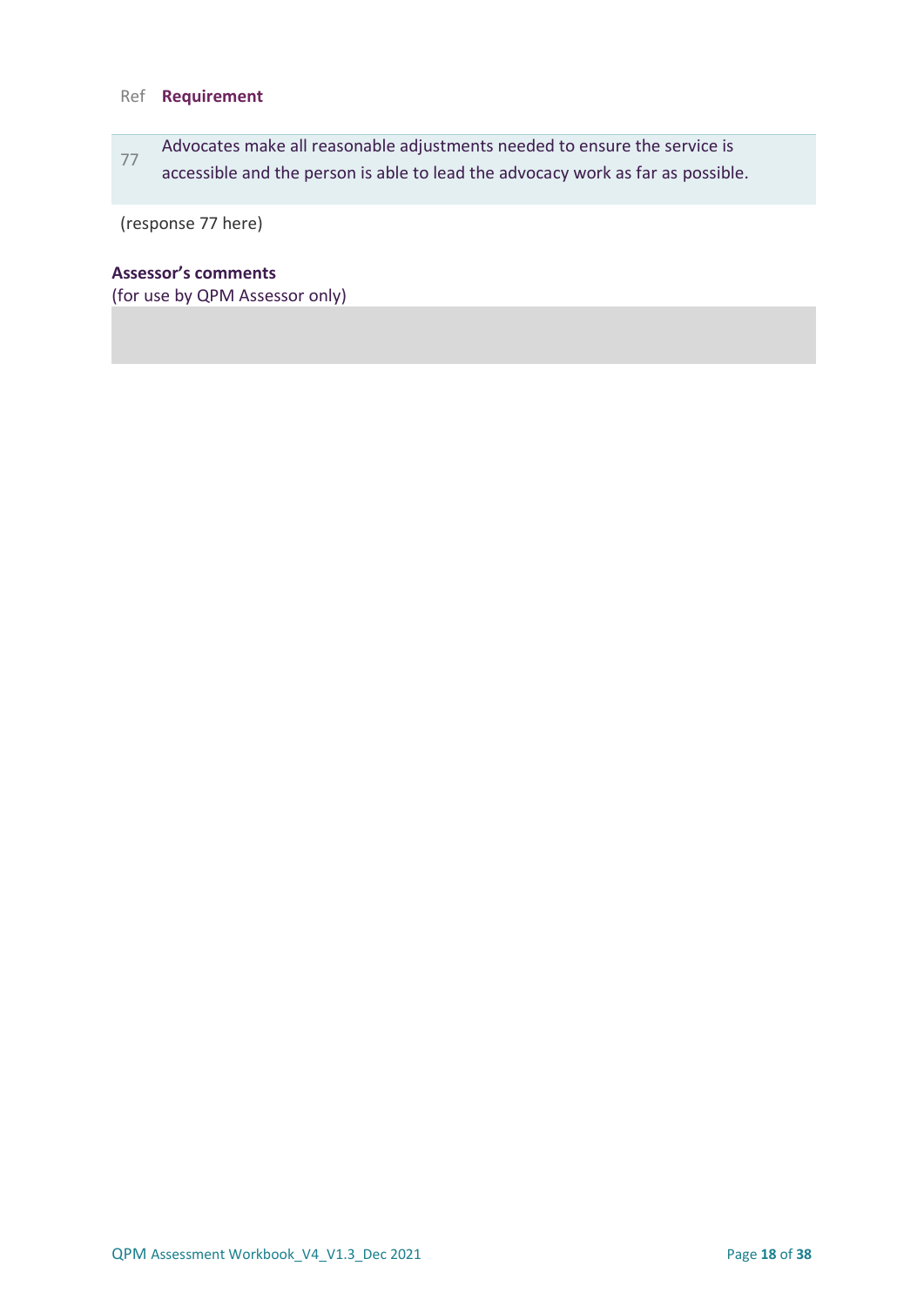| Ref | Requirement |
| --- | --- |
| 77 | Advocates make all reasonable adjustments needed to ensure the service is accessible and the person is able to lead the advocacy work as far as possible. |

(response 77 here)

**Assessor's comments**
(for use by QPM Assessor only)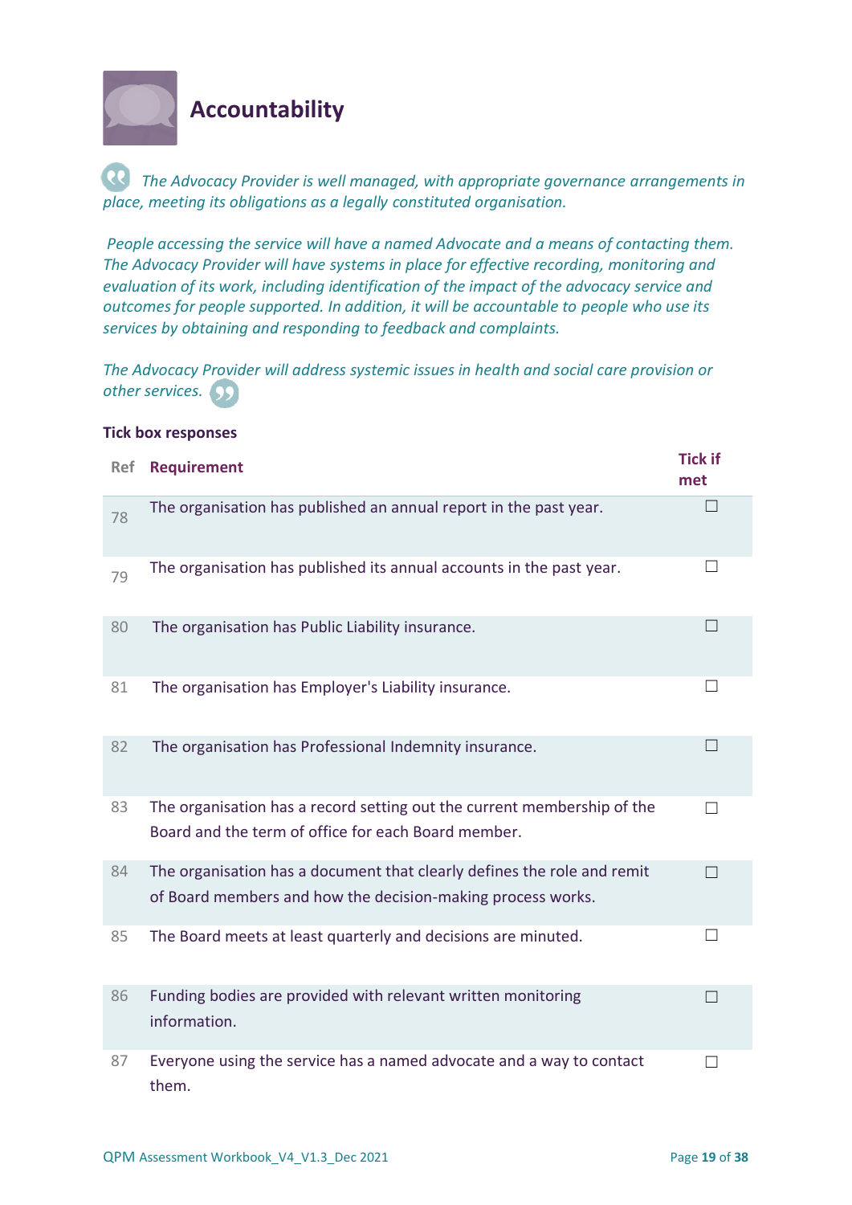# Accountability

*The Advocacy Provider is well managed, with appropriate governance arrangements in place, meeting its obligations as a legally constituted organisation.*

*People accessing the service will have a named Advocate and a means of contacting them. The Advocacy Provider will have systems in place for effective recording, monitoring and evaluation of its work, including identification of the impact of the advocacy service and outcomes for people supported. In addition, it will be accountable to people who use its services by obtaining and responding to feedback and complaints.*

*The Advocacy Provider will address systemic issues in health and social care provision or other services.*

**Tick box responses**

| Ref | Requirement | Tick if met |
|---|---|---|
| 78 | The organisation has published an annual report in the past year. | ☐ |
| 79 | The organisation has published its annual accounts in the past year. | ☐ |
| 80 | The organisation has Public Liability insurance. | ☐ |
| 81 | The organisation has Employer's Liability insurance. | ☐ |
| 82 | The organisation has Professional Indemnity insurance. | ☐ |
| 83 | The organisation has a record setting out the current membership of the Board and the term of office for each Board member. | ☐ |
| 84 | The organisation has a document that clearly defines the role and remit of Board members and how the decision-making process works. | ☐ |
| 85 | The Board meets at least quarterly and decisions are minuted. | ☐ |
| 86 | Funding bodies are provided with relevant written monitoring information. | ☐ |
| 87 | Everyone using the service has a named advocate and a way to contact them. | ☐ |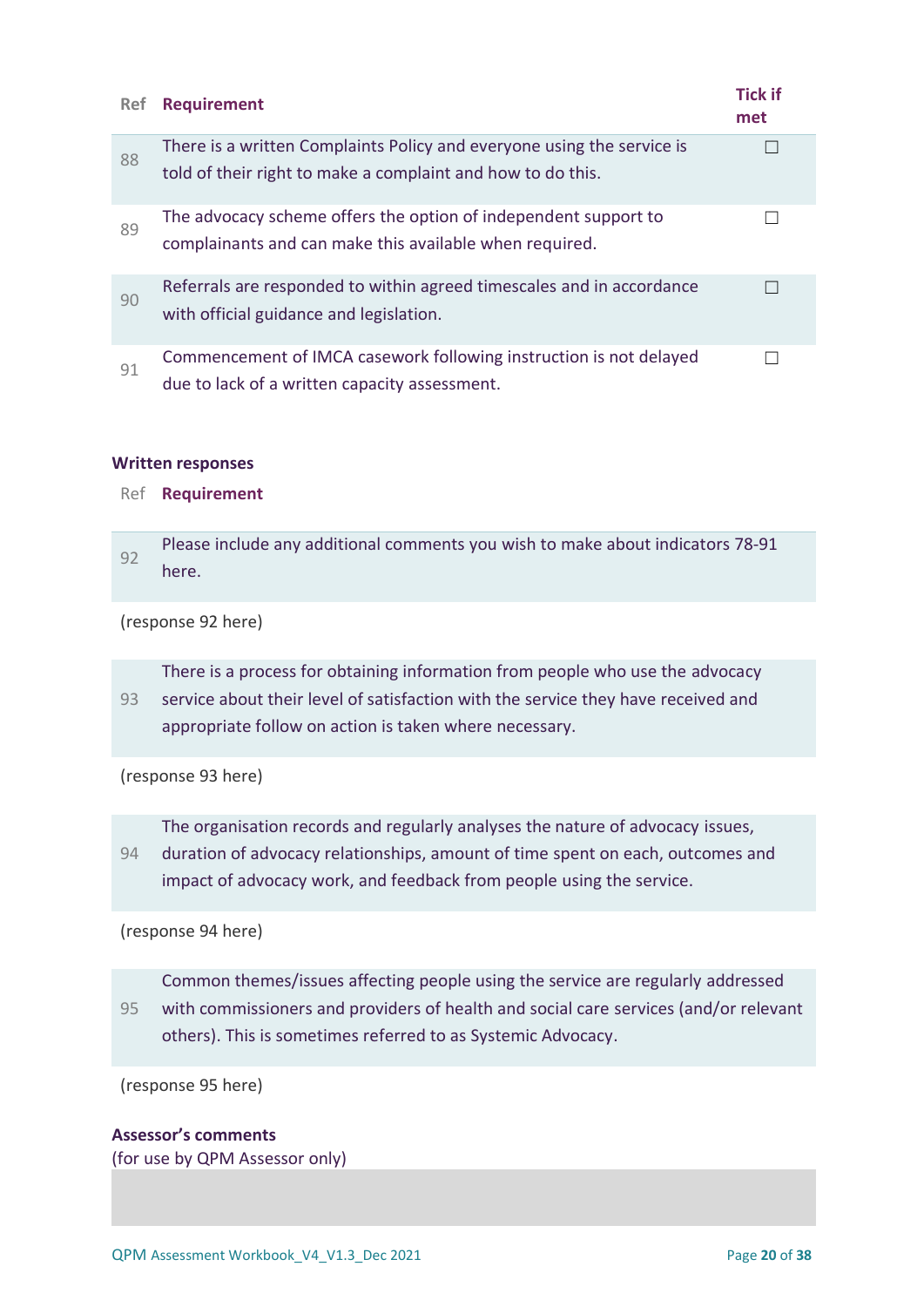| Ref | Requirement | Tick if met |
|---|---|---|
| 88 | There is a written Complaints Policy and everyone using the service is told of their right to make a complaint and how to do this. | ☐ |
| 89 | The advocacy scheme offers the option of independent support to complainants and can make this available when required. | ☐ |
| 90 | Referrals are responded to within agreed timescales and in accordance with official guidance and legislation. | ☐ |
| 91 | Commencement of IMCA casework following instruction is not delayed due to lack of a written capacity assessment. | ☐ |

**Written responses**

| Ref | Requirement |
|---|---|
| 92 | Please include any additional comments you wish to make about indicators 78-91 here. |

(response 92 here)

| Ref | Requirement |
|---|---|
| 93 | There is a process for obtaining information from people who use the advocacy service about their level of satisfaction with the service they have received and appropriate follow on action is taken where necessary. |

(response 93 here)

| Ref | Requirement |
|---|---|
| 94 | The organisation records and regularly analyses the nature of advocacy issues, duration of advocacy relationships, amount of time spent on each, outcomes and impact of advocacy work, and feedback from people using the service. |

(response 94 here)

| Ref | Requirement |
|---|---|
| 95 | Common themes/issues affecting people using the service are regularly addressed with commissioners and providers of health and social care services (and/or relevant others). This is sometimes referred to as Systemic Advocacy. |

(response 95 here)

**Assessor's comments**
(for use by QPM Assessor only)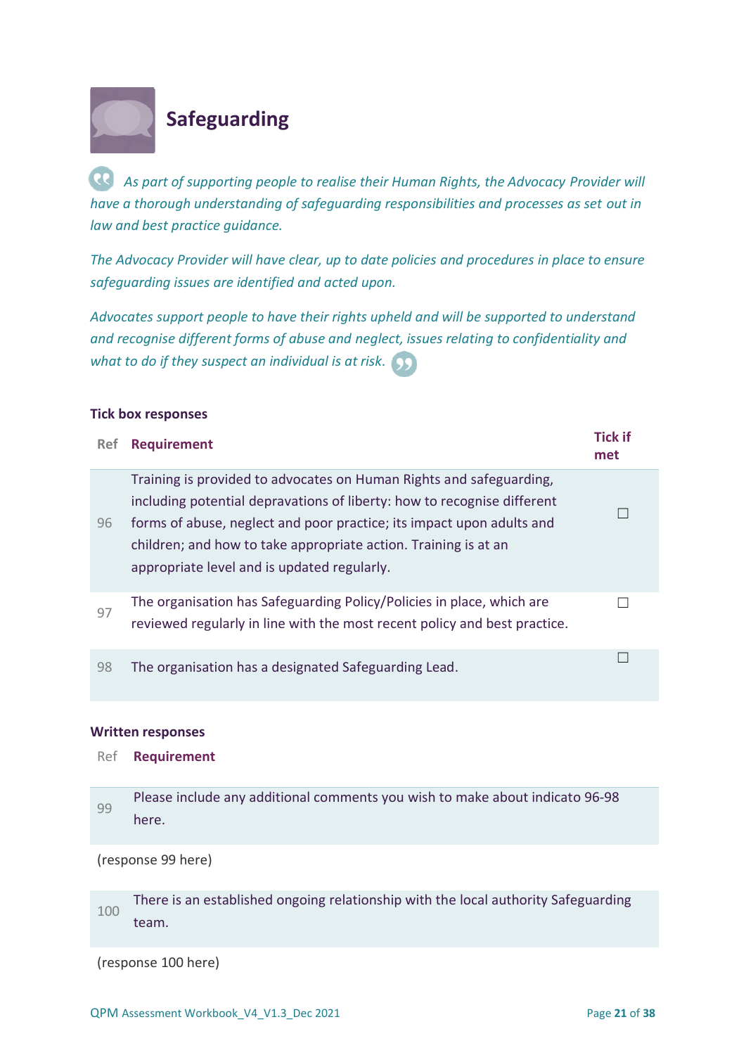# Safeguarding

*As part of supporting people to realise their Human Rights, the Advocacy Provider will have a thorough understanding of safeguarding responsibilities and processes as set out in law and best practice guidance.*

*The Advocacy Provider will have clear, up to date policies and procedures in place to ensure safeguarding issues are identified and acted upon.*

*Advocates support people to have their rights upheld and will be supported to understand and recognise different forms of abuse and neglect, issues relating to confidentiality and what to do if they suspect an individual is at risk.*

**Tick box responses**

| Ref | Requirement | Tick if met |
|---|---|---|
| 96 | Training is provided to advocates on Human Rights and safeguarding, including potential depravations of liberty: how to recognise different forms of abuse, neglect and poor practice; its impact upon adults and children; and how to take appropriate action. Training is at an appropriate level and is updated regularly. | ☐ |
| 97 | The organisation has Safeguarding Policy/Policies in place, which are reviewed regularly in line with the most recent policy and best practice. | ☐ |
| 98 | The organisation has a designated Safeguarding Lead. | ☐ |

**Written responses**

| Ref | Requirement |
|---|---|
| 99 | Please include any additional comments you wish to make about indicato 96-98 here. |

(response 99 here)

| Ref | Requirement |
|---|---|
| 100 | There is an established ongoing relationship with the local authority Safeguarding team. |

(response 100 here)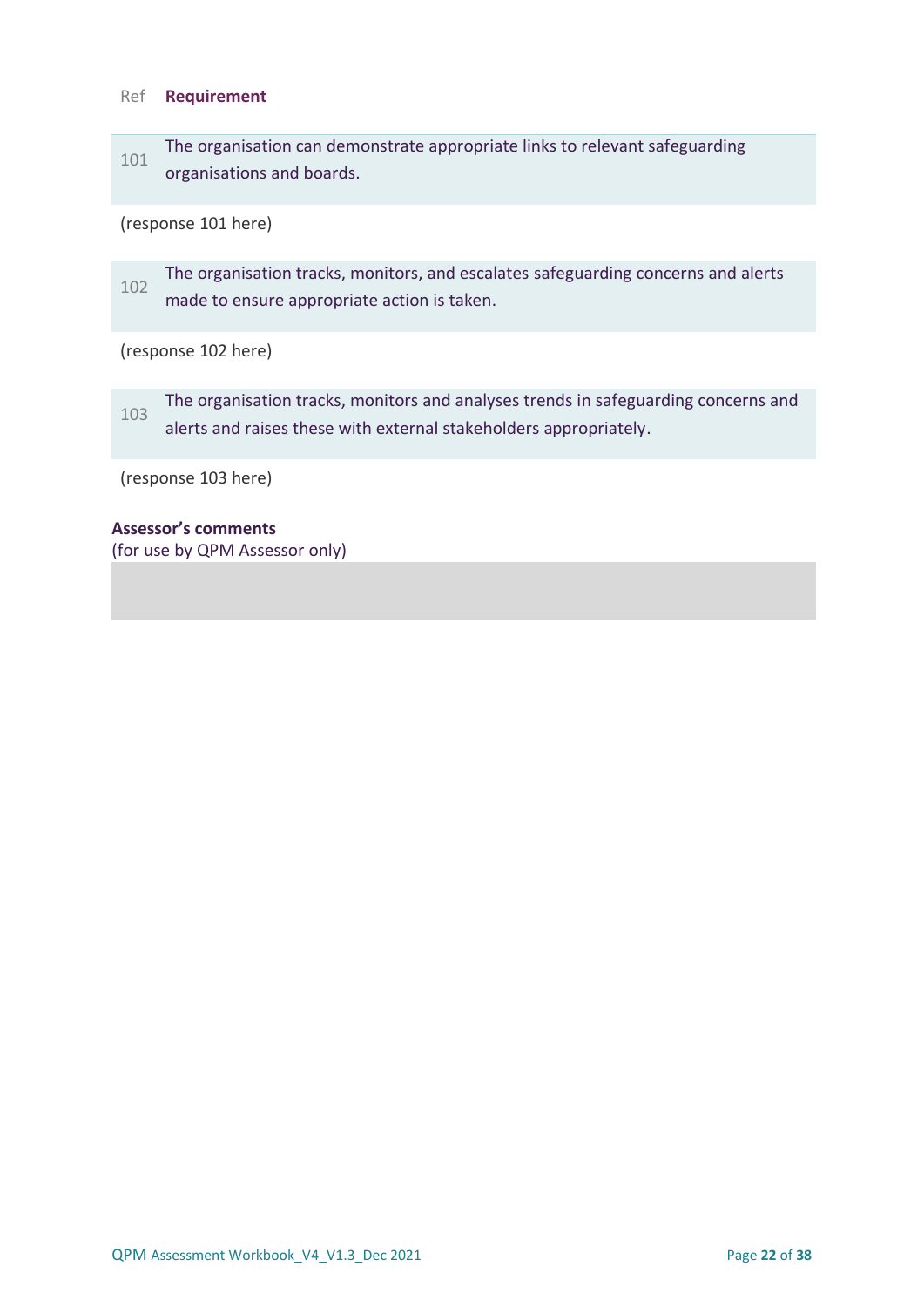| Ref | Requirement |
| --- | --- |
| 101 | The organisation can demonstrate appropriate links to relevant safeguarding organisations and boards. |

(response 101 here)

| Ref | Requirement |
| --- | --- |
| 102 | The organisation tracks, monitors, and escalates safeguarding concerns and alerts made to ensure appropriate action is taken. |

(response 102 here)

| Ref | Requirement |
| --- | --- |
| 103 | The organisation tracks, monitors and analyses trends in safeguarding concerns and alerts and raises these with external stakeholders appropriately. |

(response 103 here)

**Assessor's comments**
(for use by QPM Assessor only)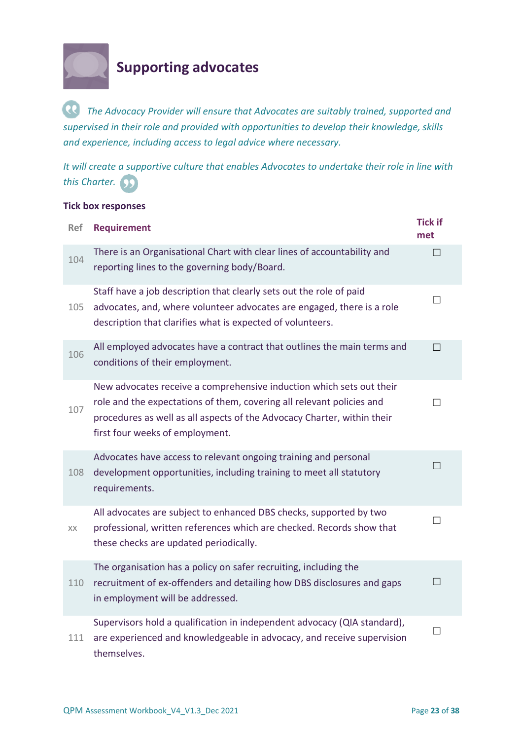# Supporting advocates

*The Advocacy Provider will ensure that Advocates are suitably trained, supported and supervised in their role and provided with opportunities to develop their knowledge, skills and experience, including access to legal advice where necessary.*

*It will create a supportive culture that enables Advocates to undertake their role in line with this Charter.*

**Tick box responses**

| Ref | Requirement | Tick if met |
|---|---|---|
| 104 | There is an Organisational Chart with clear lines of accountability and reporting lines to the governing body/Board. | ☐ |
| 105 | Staff have a job description that clearly sets out the role of paid advocates, and, where volunteer advocates are engaged, there is a role description that clarifies what is expected of volunteers. | ☐ |
| 106 | All employed advocates have a contract that outlines the main terms and conditions of their employment. | ☐ |
| 107 | New advocates receive a comprehensive induction which sets out their role and the expectations of them, covering all relevant policies and procedures as well as all aspects of the Advocacy Charter, within their first four weeks of employment. | ☐ |
| 108 | Advocates have access to relevant ongoing training and personal development opportunities, including training to meet all statutory requirements. | ☐ |
| xx | All advocates are subject to enhanced DBS checks, supported by two professional, written references which are checked. Records show that these checks are updated periodically. | ☐ |
| 110 | The organisation has a policy on safer recruiting, including the recruitment of ex-offenders and detailing how DBS disclosures and gaps in employment will be addressed. | ☐ |
| 111 | Supervisors hold a qualification in independent advocacy (QIA standard), are experienced and knowledgeable in advocacy, and receive supervision themselves. | ☐ |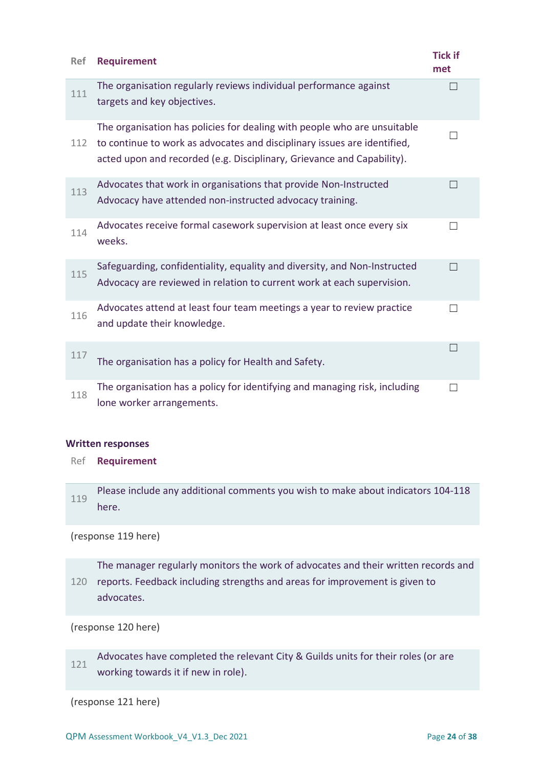| Ref | Requirement | Tick if met |
|---|---|---|
| 111 | The organisation regularly reviews individual performance against targets and key objectives. | ☐ |
| 112 | The organisation has policies for dealing with people who are unsuitable to continue to work as advocates and disciplinary issues are identified, acted upon and recorded (e.g. Disciplinary, Grievance and Capability). | ☐ |
| 113 | Advocates that work in organisations that provide Non-Instructed Advocacy have attended non-instructed advocacy training. | ☐ |
| 114 | Advocates receive formal casework supervision at least once every six weeks. | ☐ |
| 115 | Safeguarding, confidentiality, equality and diversity, and Non-Instructed Advocacy are reviewed in relation to current work at each supervision. | ☐ |
| 116 | Advocates attend at least four team meetings a year to review practice and update their knowledge. | ☐ |
| 117 | The organisation has a policy for Health and Safety. | ☐ |
| 118 | The organisation has a policy for identifying and managing risk, including lone worker arrangements. | ☐ |

**Written responses**

| Ref | Requirement |
|---|---|
| 119 | Please include any additional comments you wish to make about indicators 104-118 here. |

(response 119 here)

| Ref | Requirement |
|---|---|
| 120 | The manager regularly monitors the work of advocates and their written records and reports. Feedback including strengths and areas for improvement is given to advocates. |

(response 120 here)

| Ref | Requirement |
|---|---|
| 121 | Advocates have completed the relevant City & Guilds units for their roles (or are working towards it if new in role). |

(response 121 here)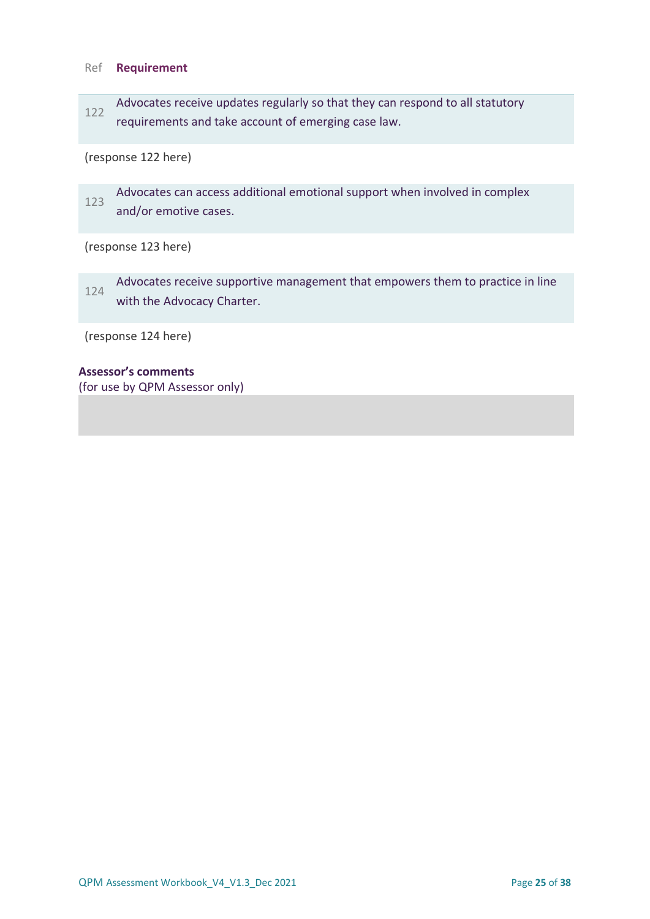| Ref | Requirement |
| --- | --- |
| 122 | Advocates receive updates regularly so that they can respond to all statutory requirements and take account of emerging case law. |

(response 122 here)

| Ref | Requirement |
| --- | --- |
| 123 | Advocates can access additional emotional support when involved in complex and/or emotive cases. |

(response 123 here)

| Ref | Requirement |
| --- | --- |
| 124 | Advocates receive supportive management that empowers them to practice in line with the Advocacy Charter. |

(response 124 here)

**Assessor's comments**
(for use by QPM Assessor only)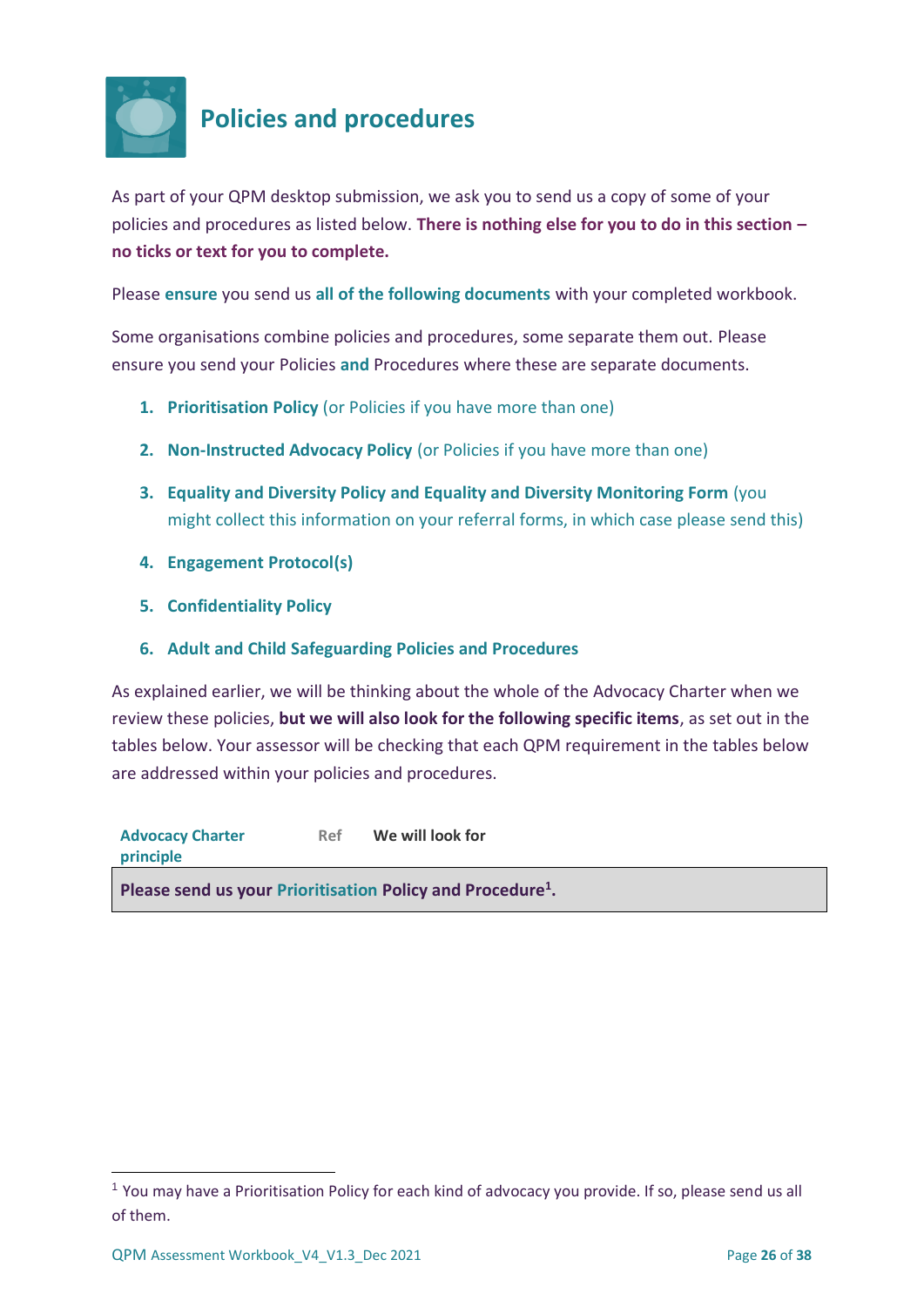# Policies and procedures

As part of your QPM desktop submission, we ask you to send us a copy of some of your policies and procedures as listed below. **There is nothing else for you to do in this section – no ticks or text for you to complete.**

Please **ensure** you send us **all of the following documents** with your completed workbook.

Some organisations combine policies and procedures, some separate them out. Please ensure you send your Policies **and** Procedures where these are separate documents.

1. **Prioritisation Policy** (or Policies if you have more than one)
2. **Non-Instructed Advocacy Policy** (or Policies if you have more than one)
3. **Equality and Diversity Policy and Equality and Diversity Monitoring Form** (you might collect this information on your referral forms, in which case please send this)
4. **Engagement Protocol(s)**
5. **Confidentiality Policy**
6. **Adult and Child Safeguarding Policies and Procedures**

As explained earlier, we will be thinking about the whole of the Advocacy Charter when we review these policies, **but we will also look for the following specific items**, as set out in the tables below. Your assessor will be checking that each QPM requirement in the tables below are addressed within your policies and procedures.

| Advocacy Charter principle | Ref | We will look for |
|---|---|---|
| **Please send us your Prioritisation Policy and Procedure[1].** | | |

[1] You may have a Prioritisation Policy for each kind of advocacy you provide. If so, please send us all of them.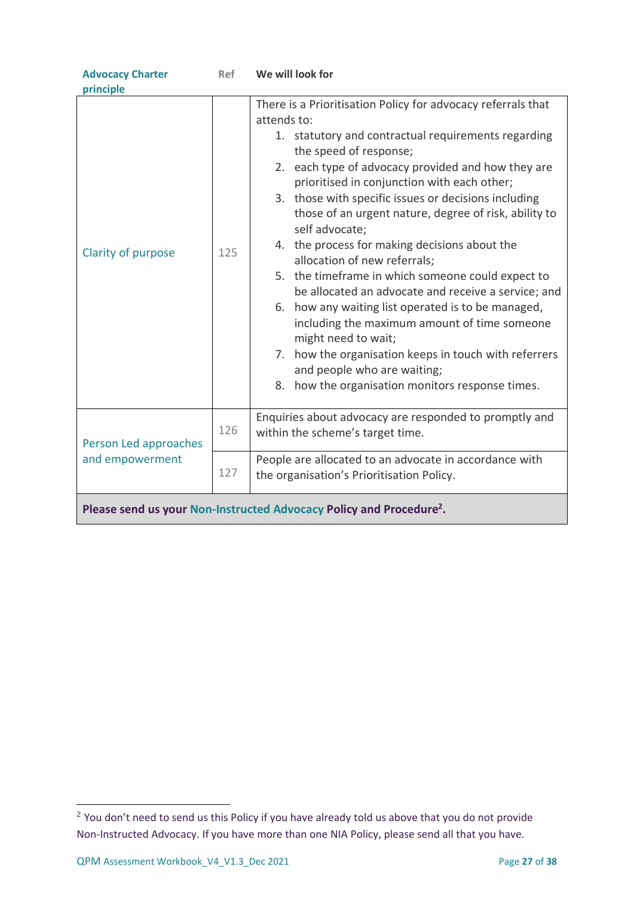| Advocacy Charter principle | Ref | We will look for |
|---|---|---|
| Clarity of purpose | 125 | There is a Prioritisation Policy for advocacy referrals that attends to:<br>1. statutory and contractual requirements regarding the speed of response;<br>2. each type of advocacy provided and how they are prioritised in conjunction with each other;<br>3. those with specific issues or decisions including those of an urgent nature, degree of risk, ability to self advocate;<br>4. the process for making decisions about the allocation of new referrals;<br>5. the timeframe in which someone could expect to be allocated an advocate and receive a service; and<br>6. how any waiting list operated is to be managed, including the maximum amount of time someone might need to wait;<br>7. how the organisation keeps in touch with referrers and people who are waiting;<br>8. how the organisation monitors response times. |
| Person Led approaches and empowerment | 126 | Enquiries about advocacy are responded to promptly and within the scheme's target time. |
| | 127 | People are allocated to an advocate in accordance with the organisation's Prioritisation Policy. |
| **Please send us your Non-Instructed Advocacy Policy and Procedure[2].** | | |

[2] You don't need to send us this Policy if you have already told us above that you do not provide Non-Instructed Advocacy. If you have more than one NIA Policy, please send all that you have.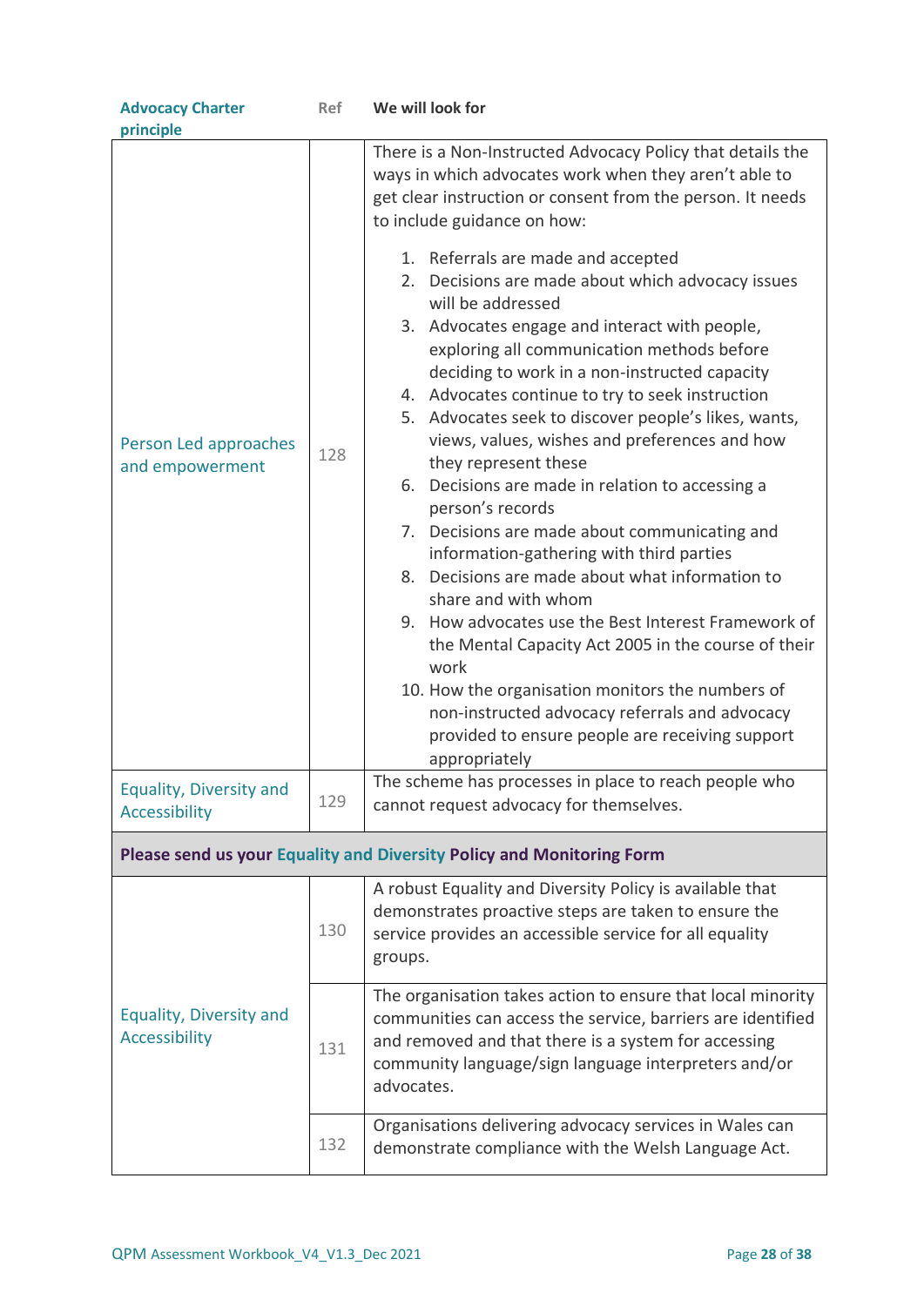| Advocacy Charter principle | Ref | We will look for |
|---|---|---|
| Person Led approaches and empowerment | 128 | There is a Non-Instructed Advocacy Policy that details the ways in which advocates work when they aren't able to get clear instruction or consent from the person. It needs to include guidance on how:<br><br>1. Referrals are made and accepted<br>2. Decisions are made about which advocacy issues will be addressed<br>3. Advocates engage and interact with people, exploring all communication methods before deciding to work in a non-instructed capacity<br>4. Advocates continue to try to seek instruction<br>5. Advocates seek to discover people's likes, wants, views, values, wishes and preferences and how they represent these<br>6. Decisions are made in relation to accessing a person's records<br>7. Decisions are made about communicating and information-gathering with third parties<br>8. Decisions are made about what information to share and with whom<br>9. How advocates use the Best Interest Framework of the Mental Capacity Act 2005 in the course of their work<br>10. How the organisation monitors the numbers of non-instructed advocacy referrals and advocacy provided to ensure people are receiving support appropriately |
| Equality, Diversity and Accessibility | 129 | The scheme has processes in place to reach people who cannot request advocacy for themselves. |
| **Please send us your Equality and Diversity Policy and Monitoring Form** | | |
| Equality, Diversity and Accessibility | 130 | A robust Equality and Diversity Policy is available that demonstrates proactive steps are taken to ensure the service provides an accessible service for all equality groups. |
| | 131 | The organisation takes action to ensure that local minority communities can access the service, barriers are identified and removed and that there is a system for accessing community language/sign language interpreters and/or advocates. |
| | 132 | Organisations delivering advocacy services in Wales can demonstrate compliance with the Welsh Language Act. |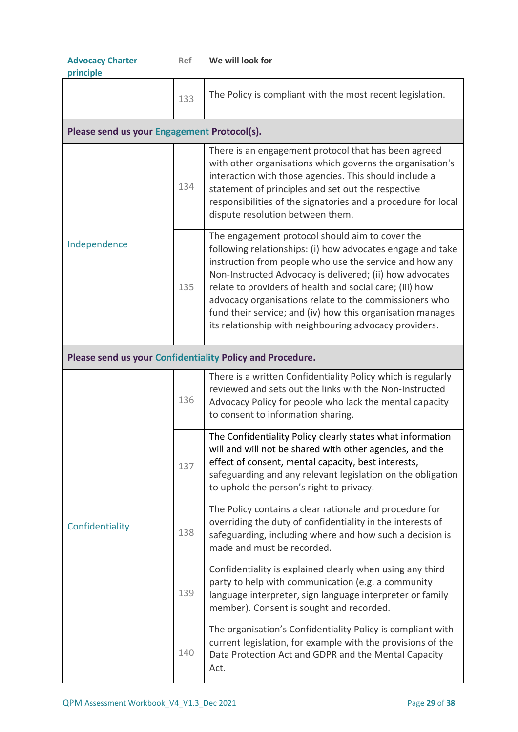| Advocacy Charter principle | Ref | We will look for |
|---|---|---|
| | 133 | The Policy is compliant with the most recent legislation. |
| **Please send us your Engagement Protocol(s).** | | |
| Independence | 134 | There is an engagement protocol that has been agreed with other organisations which governs the organisation's interaction with those agencies. This should include a statement of principles and set out the respective responsibilities of the signatories and a procedure for local dispute resolution between them. |
| | 135 | The engagement protocol should aim to cover the following relationships: (i) how advocates engage and take instruction from people who use the service and how any Non-Instructed Advocacy is delivered; (ii) how advocates relate to providers of health and social care; (iii) how advocacy organisations relate to the commissioners who fund their service; and (iv) how this organisation manages its relationship with neighbouring advocacy providers. |
| **Please send us your Confidentiality Policy and Procedure.** | | |
| Confidentiality | 136 | There is a written Confidentiality Policy which is regularly reviewed and sets out the links with the Non-Instructed Advocacy Policy for people who lack the mental capacity to consent to information sharing. |
| | 137 | The Confidentiality Policy clearly states what information will and will not be shared with other agencies, and the effect of consent, mental capacity, best interests, safeguarding and any relevant legislation on the obligation to uphold the person's right to privacy. |
| | 138 | The Policy contains a clear rationale and procedure for overriding the duty of confidentiality in the interests of safeguarding, including where and how such a decision is made and must be recorded. |
| | 139 | Confidentiality is explained clearly when using any third party to help with communication (e.g. a community language interpreter, sign language interpreter or family member). Consent is sought and recorded. |
| | 140 | The organisation's Confidentiality Policy is compliant with current legislation, for example with the provisions of the Data Protection Act and GDPR and the Mental Capacity Act. |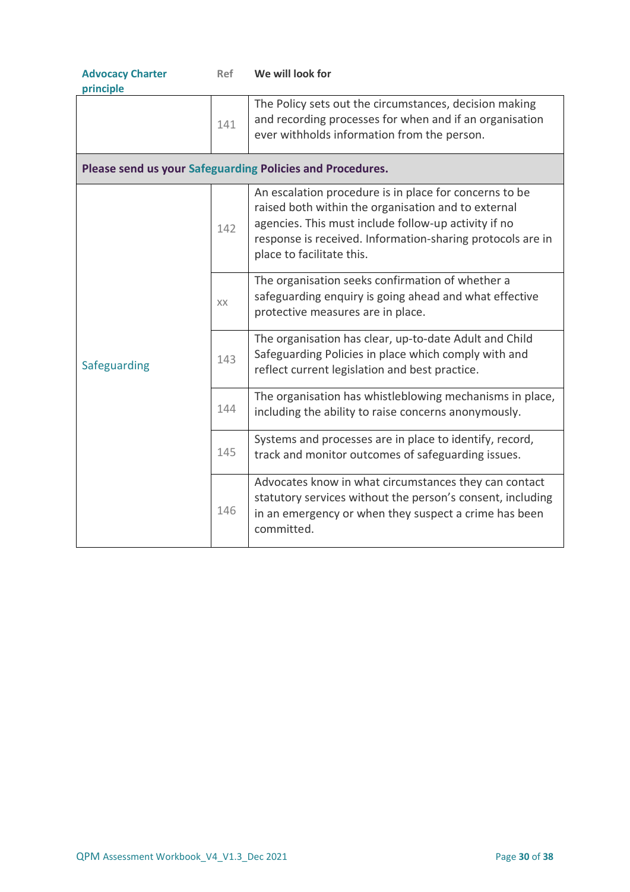| Advocacy Charter principle | Ref | We will look for |
|---|---|---|
| | 141 | The Policy sets out the circumstances, decision making and recording processes for when and if an organisation ever withholds information from the person. |
| **Please send us your Safeguarding Policies and Procedures.** | | |
| Safeguarding | 142 | An escalation procedure is in place for concerns to be raised both within the organisation and to external agencies. This must include follow-up activity if no response is received. Information-sharing protocols are in place to facilitate this. |
| | xx | The organisation seeks confirmation of whether a safeguarding enquiry is going ahead and what effective protective measures are in place. |
| | 143 | The organisation has clear, up-to-date Adult and Child Safeguarding Policies in place which comply with and reflect current legislation and best practice. |
| | 144 | The organisation has whistleblowing mechanisms in place, including the ability to raise concerns anonymously. |
| | 145 | Systems and processes are in place to identify, record, track and monitor outcomes of safeguarding issues. |
| | 146 | Advocates know in what circumstances they can contact statutory services without the person's consent, including in an emergency or when they suspect a crime has been committed. |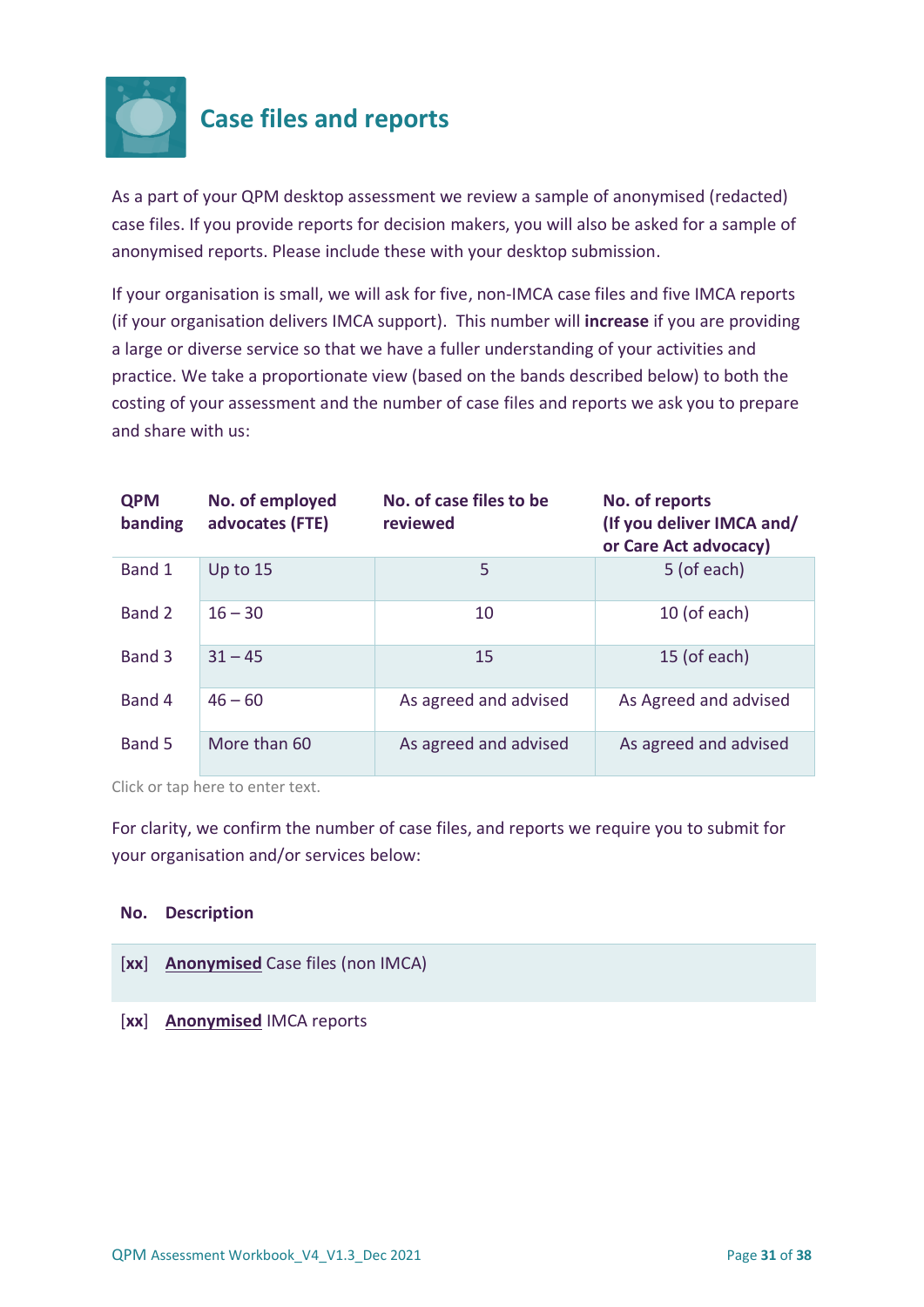# Case files and reports

As a part of your QPM desktop assessment we review a sample of anonymised (redacted) case files. If you provide reports for decision makers, you will also be asked for a sample of anonymised reports. Please include these with your desktop submission.

If your organisation is small, we will ask for five, non-IMCA case files and five IMCA reports (if your organisation delivers IMCA support). This number will **increase** if you are providing a large or diverse service so that we have a fuller understanding of your activities and practice. We take a proportionate view (based on the bands described below) to both the costing of your assessment and the number of case files and reports we ask you to prepare and share with us:

| QPM banding | No. of employed advocates (FTE) | No. of case files to be reviewed | No. of reports (If you deliver IMCA and/ or Care Act advocacy) |
|---|---|---|---|
| Band 1 | Up to 15 | 5 | 5 (of each) |
| Band 2 | 16 – 30 | 10 | 10 (of each) |
| Band 3 | 31 – 45 | 15 | 15 (of each) |
| Band 4 | 46 – 60 | As agreed and advised | As Agreed and advised |
| Band 5 | More than 60 | As agreed and advised | As agreed and advised |

Click or tap here to enter text.

For clarity, we confirm the number of case files, and reports we require you to submit for your organisation and/or services below:

| No. | Description |
|---|---|
| [**xx**] | **Anonymised** Case files (non IMCA) |
| [**xx**] | **Anonymised** IMCA reports |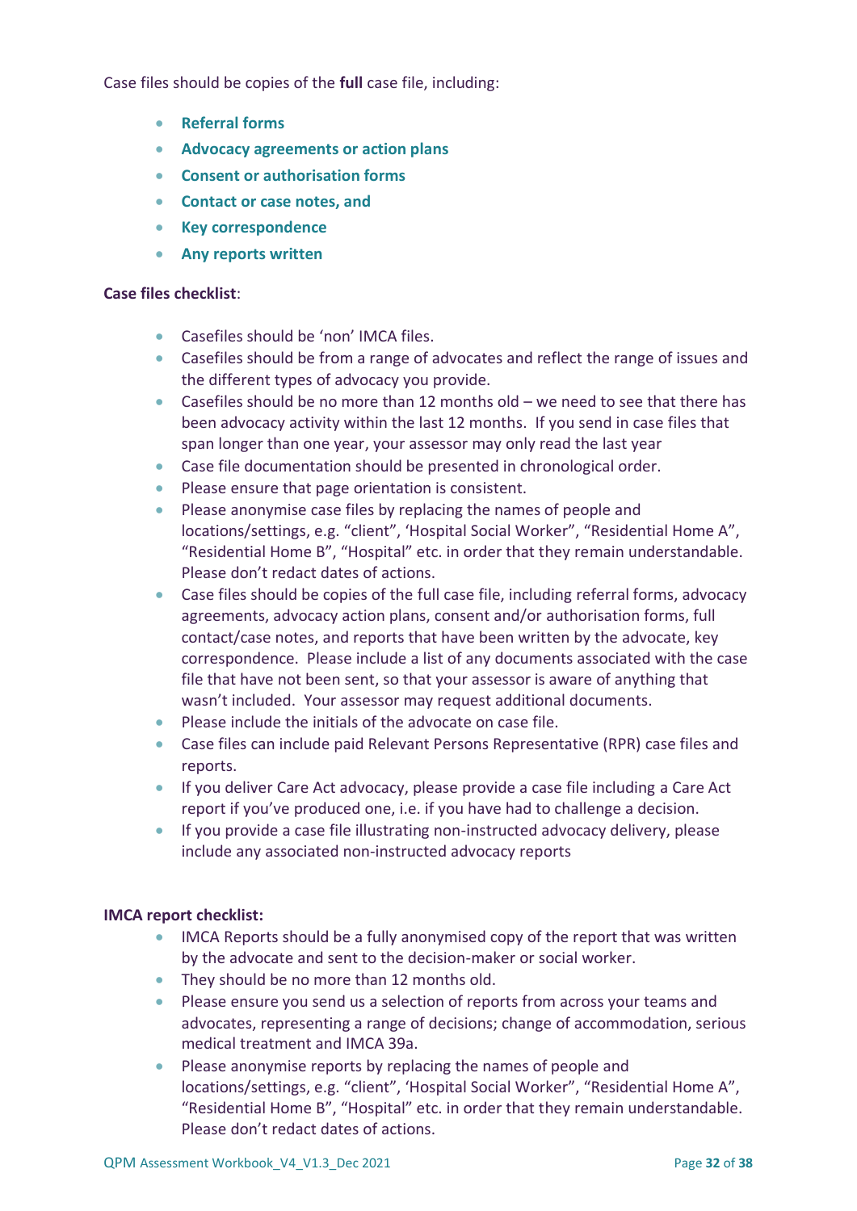Case files should be copies of the **full** case file, including:

- **Referral forms**
- **Advocacy agreements or action plans**
- **Consent or authorisation forms**
- **Contact or case notes, and**
- **Key correspondence**
- **Any reports written**

**Case files checklist**:

- Casefiles should be 'non' IMCA files.
- Casefiles should be from a range of advocates and reflect the range of issues and the different types of advocacy you provide.
- Casefiles should be no more than 12 months old – we need to see that there has been advocacy activity within the last 12 months. If you send in case files that span longer than one year, your assessor may only read the last year
- Case file documentation should be presented in chronological order.
- Please ensure that page orientation is consistent.
- Please anonymise case files by replacing the names of people and locations/settings, e.g. "client", 'Hospital Social Worker", "Residential Home A", "Residential Home B", "Hospital" etc. in order that they remain understandable. Please don't redact dates of actions.
- Case files should be copies of the full case file, including referral forms, advocacy agreements, advocacy action plans, consent and/or authorisation forms, full contact/case notes, and reports that have been written by the advocate, key correspondence. Please include a list of any documents associated with the case file that have not been sent, so that your assessor is aware of anything that wasn't included. Your assessor may request additional documents.
- Please include the initials of the advocate on case file.
- Case files can include paid Relevant Persons Representative (RPR) case files and reports.
- If you deliver Care Act advocacy, please provide a case file including a Care Act report if you've produced one, i.e. if you have had to challenge a decision.
- If you provide a case file illustrating non-instructed advocacy delivery, please include any associated non-instructed advocacy reports

**IMCA report checklist:**

- IMCA Reports should be a fully anonymised copy of the report that was written by the advocate and sent to the decision-maker or social worker.
- They should be no more than 12 months old.
- Please ensure you send us a selection of reports from across your teams and advocates, representing a range of decisions; change of accommodation, serious medical treatment and IMCA 39a.
- Please anonymise reports by replacing the names of people and locations/settings, e.g. "client", 'Hospital Social Worker", "Residential Home A", "Residential Home B", "Hospital" etc. in order that they remain understandable. Please don't redact dates of actions.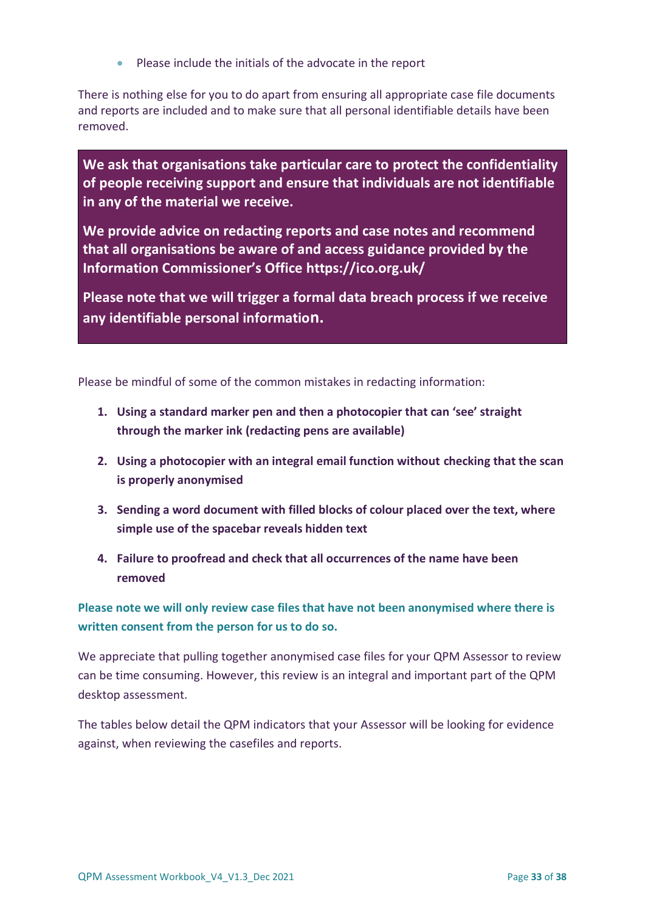- Please include the initials of the advocate in the report

There is nothing else for you to do apart from ensuring all appropriate case file documents and reports are included and to make sure that all personal identifiable details have been removed.

> **We ask that organisations take particular care to protect the confidentiality of people receiving support and ensure that individuals are not identifiable in any of the material we receive.**
>
> **We provide advice on redacting reports and case notes and recommend that all organisations be aware of and access guidance provided by the Information Commissioner's Office https://ico.org.uk/**
>
> **Please note that we will trigger a formal data breach process if we receive any identifiable personal information.**

Please be mindful of some of the common mistakes in redacting information:

1. **Using a standard marker pen and then a photocopier that can 'see' straight through the marker ink (redacting pens are available)**
2. **Using a photocopier with an integral email function without checking that the scan is properly anonymised**
3. **Sending a word document with filled blocks of colour placed over the text, where simple use of the spacebar reveals hidden text**
4. **Failure to proofread and check that all occurrences of the name have been removed**

**Please note we will only review case files that have not been anonymised where there is written consent from the person for us to do so.**

We appreciate that pulling together anonymised case files for your QPM Assessor to review can be time consuming. However, this review is an integral and important part of the QPM desktop assessment.

The tables below detail the QPM indicators that your Assessor will be looking for evidence against, when reviewing the casefiles and reports.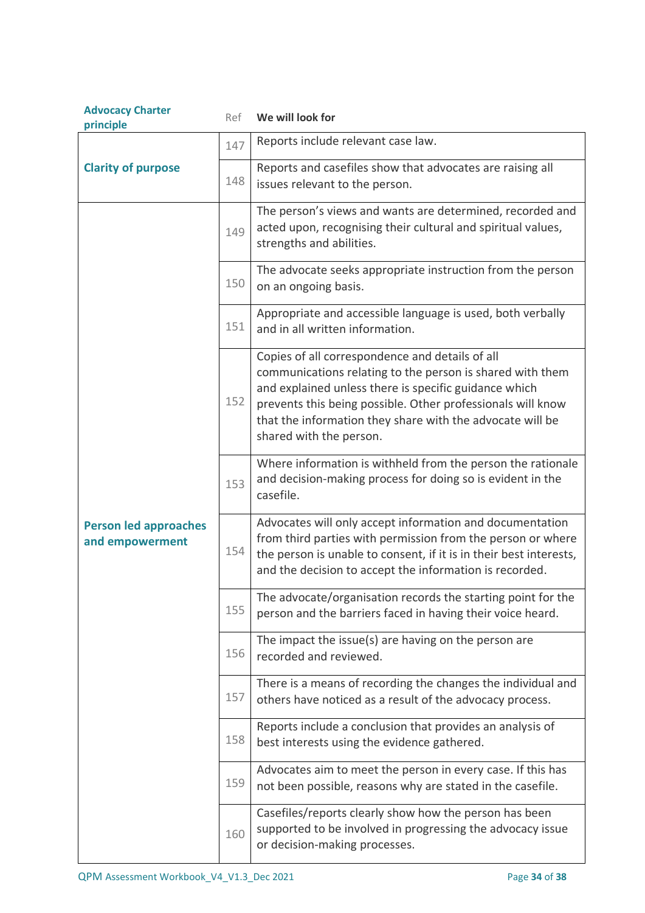| Advocacy Charter principle | Ref | We will look for |
|---|---|---|
| Clarity of purpose | 147 | Reports include relevant case law. |
| | 148 | Reports and casefiles show that advocates are raising all issues relevant to the person. |
| Person led approaches and empowerment | 149 | The person's views and wants are determined, recorded and acted upon, recognising their cultural and spiritual values, strengths and abilities. |
| | 150 | The advocate seeks appropriate instruction from the person on an ongoing basis. |
| | 151 | Appropriate and accessible language is used, both verbally and in all written information. |
| | 152 | Copies of all correspondence and details of all communications relating to the person is shared with them and explained unless there is specific guidance which prevents this being possible. Other professionals will know that the information they share with the advocate will be shared with the person. |
| | 153 | Where information is withheld from the person the rationale and decision-making process for doing so is evident in the casefile. |
| | 154 | Advocates will only accept information and documentation from third parties with permission from the person or where the person is unable to consent, if it is in their best interests, and the decision to accept the information is recorded. |
| | 155 | The advocate/organisation records the starting point for the person and the barriers faced in having their voice heard. |
| | 156 | The impact the issue(s) are having on the person are recorded and reviewed. |
| | 157 | There is a means of recording the changes the individual and others have noticed as a result of the advocacy process. |
| | 158 | Reports include a conclusion that provides an analysis of best interests using the evidence gathered. |
| | 159 | Advocates aim to meet the person in every case. If this has not been possible, reasons why are stated in the casefile. |
| | 160 | Casefiles/reports clearly show how the person has been supported to be involved in progressing the advocacy issue or decision-making processes. |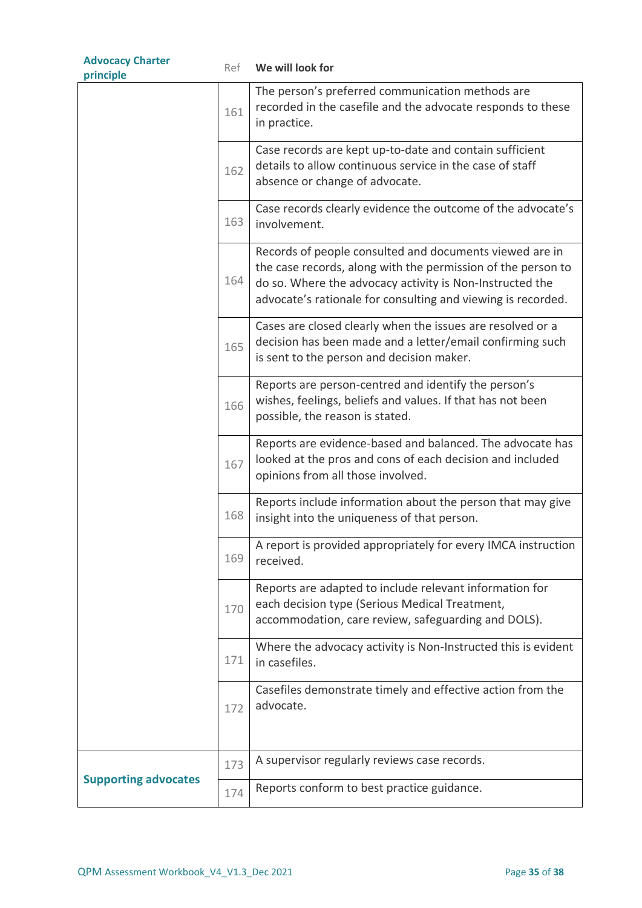| Advocacy Charter principle | Ref | We will look for |
|---|---|---|
| | 161 | The person's preferred communication methods are recorded in the casefile and the advocate responds to these in practice. |
| | 162 | Case records are kept up-to-date and contain sufficient details to allow continuous service in the case of staff absence or change of advocate. |
| | 163 | Case records clearly evidence the outcome of the advocate's involvement. |
| | 164 | Records of people consulted and documents viewed are in the case records, along with the permission of the person to do so. Where the advocacy activity is Non-Instructed the advocate's rationale for consulting and viewing is recorded. |
| | 165 | Cases are closed clearly when the issues are resolved or a decision has been made and a letter/email confirming such is sent to the person and decision maker. |
| | 166 | Reports are person-centred and identify the person's wishes, feelings, beliefs and values. If that has not been possible, the reason is stated. |
| | 167 | Reports are evidence-based and balanced. The advocate has looked at the pros and cons of each decision and included opinions from all those involved. |
| | 168 | Reports include information about the person that may give insight into the uniqueness of that person. |
| | 169 | A report is provided appropriately for every IMCA instruction received. |
| | 170 | Reports are adapted to include relevant information for each decision type (Serious Medical Treatment, accommodation, care review, safeguarding and DOLS). |
| | 171 | Where the advocacy activity is Non-Instructed this is evident in casefiles. |
| | 172 | Casefiles demonstrate timely and effective action from the advocate. |
| **Supporting advocates** | 173 | A supervisor regularly reviews case records. |
| | 174 | Reports conform to best practice guidance. |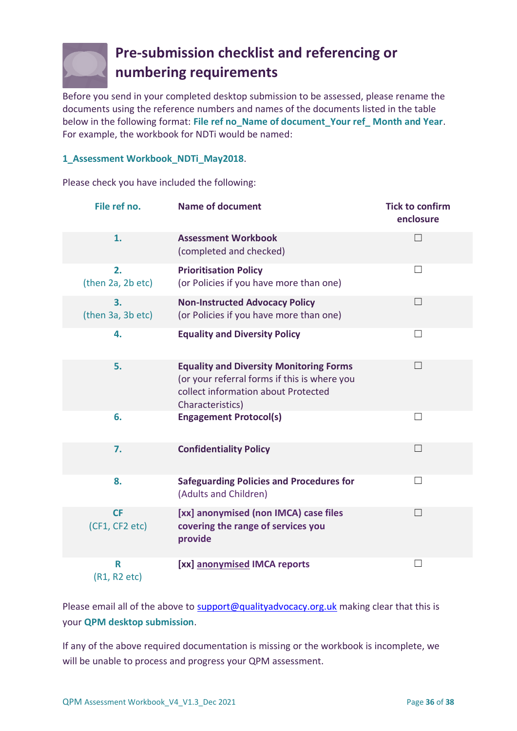# Pre-submission checklist and referencing or numbering requirements

Before you send in your completed desktop submission to be assessed, please rename the documents using the reference numbers and names of the documents listed in the table below in the following format: **File ref no_Name of document_Your ref_ Month and Year**. For example, the workbook for NDTi would be named:

**1_Assessment Workbook_NDTi_May2018**.

Please check you have included the following:

| File ref no. | Name of document | Tick to confirm enclosure |
|---|---|---|
| **1.** | **Assessment Workbook** (completed and checked) | ☐ |
| **2.** (then 2a, 2b etc) | **Prioritisation Policy** (or Policies if you have more than one) | ☐ |
| **3.** (then 3a, 3b etc) | **Non-Instructed Advocacy Policy** (or Policies if you have more than one) | ☐ |
| **4.** | **Equality and Diversity Policy** | ☐ |
| **5.** | **Equality and Diversity Monitoring Forms** (or your referral forms if this is where you collect information about Protected Characteristics) | ☐ |
| **6.** | **Engagement Protocol(s)** | ☐ |
| **7.** | **Confidentiality Policy** | ☐ |
| **8.** | **Safeguarding Policies and Procedures for** (Adults and Children) | ☐ |
| **CF** (CF1, CF2 etc) | **[xx] anonymised (non IMCA) case files covering the range of services you provide** | ☐ |
| **R** (R1, R2 etc) | **[xx] anonymised IMCA reports** | ☐ |

Please email all of the above to support@qualityadvocacy.org.uk making clear that this is your **QPM desktop submission**.

If any of the above required documentation is missing or the workbook is incomplete, we will be unable to process and progress your QPM assessment.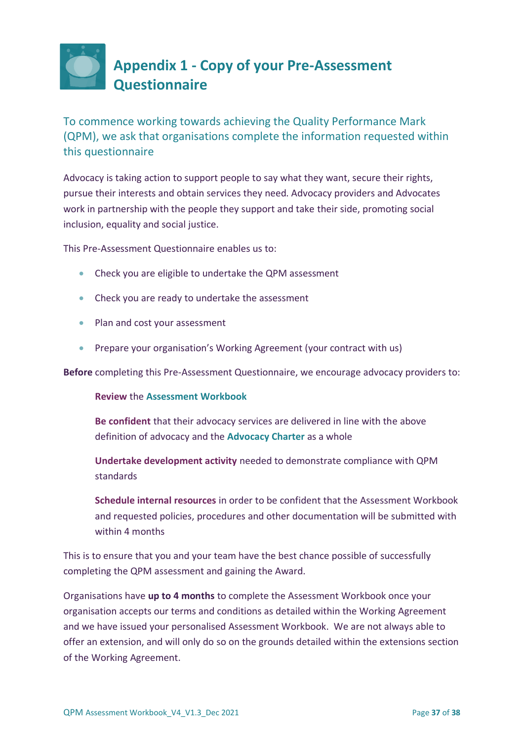# Appendix 1 - Copy of your Pre-Assessment Questionnaire

## To commence working towards achieving the Quality Performance Mark (QPM), we ask that organisations complete the information requested within this questionnaire

Advocacy is taking action to support people to say what they want, secure their rights, pursue their interests and obtain services they need. Advocacy providers and Advocates work in partnership with the people they support and take their side, promoting social inclusion, equality and social justice.

This Pre-Assessment Questionnaire enables us to:

- Check you are eligible to undertake the QPM assessment
- Check you are ready to undertake the assessment
- Plan and cost your assessment
- Prepare your organisation's Working Agreement (your contract with us)

**Before** completing this Pre-Assessment Questionnaire, we encourage advocacy providers to:

> **Review** the **Assessment Workbook**
>
> **Be confident** that their advocacy services are delivered in line with the above definition of advocacy and the **Advocacy Charter** as a whole
>
> **Undertake development activity** needed to demonstrate compliance with QPM standards
>
> **Schedule internal resources** in order to be confident that the Assessment Workbook and requested policies, procedures and other documentation will be submitted with within 4 months

This is to ensure that you and your team have the best chance possible of successfully completing the QPM assessment and gaining the Award.

Organisations have **up to 4 months** to complete the Assessment Workbook once your organisation accepts our terms and conditions as detailed within the Working Agreement and we have issued your personalised Assessment Workbook. We are not always able to offer an extension, and will only do so on the grounds detailed within the extensions section of the Working Agreement.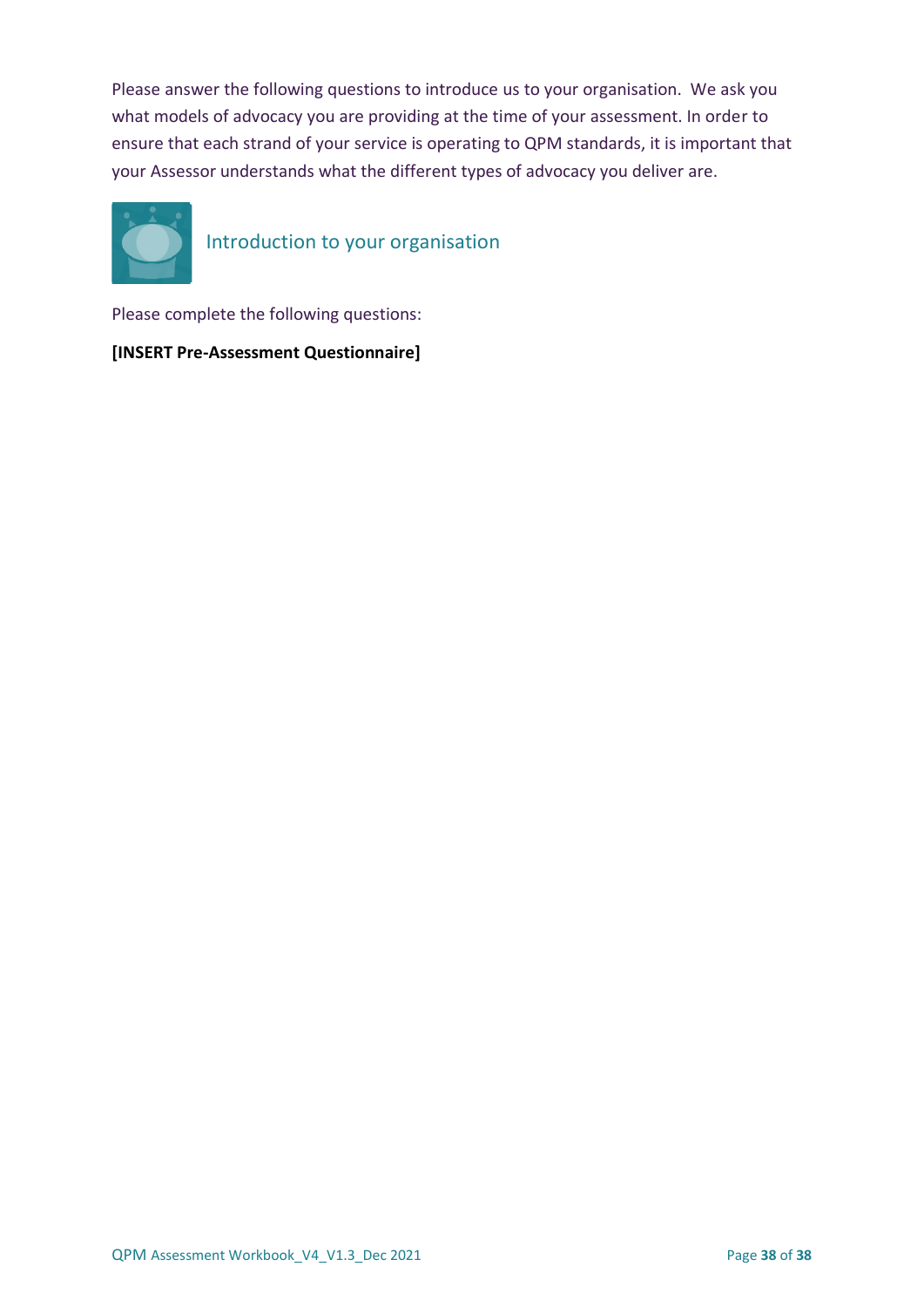Please answer the following questions to introduce us to your organisation.  We ask you what models of advocacy you are providing at the time of your assessment. In order to ensure that each strand of your service is operating to QPM standards, it is important that your Assessor understands what the different types of advocacy you deliver are.

## Introduction to your organisation

Please complete the following questions:

**[INSERT Pre-Assessment Questionnaire]**